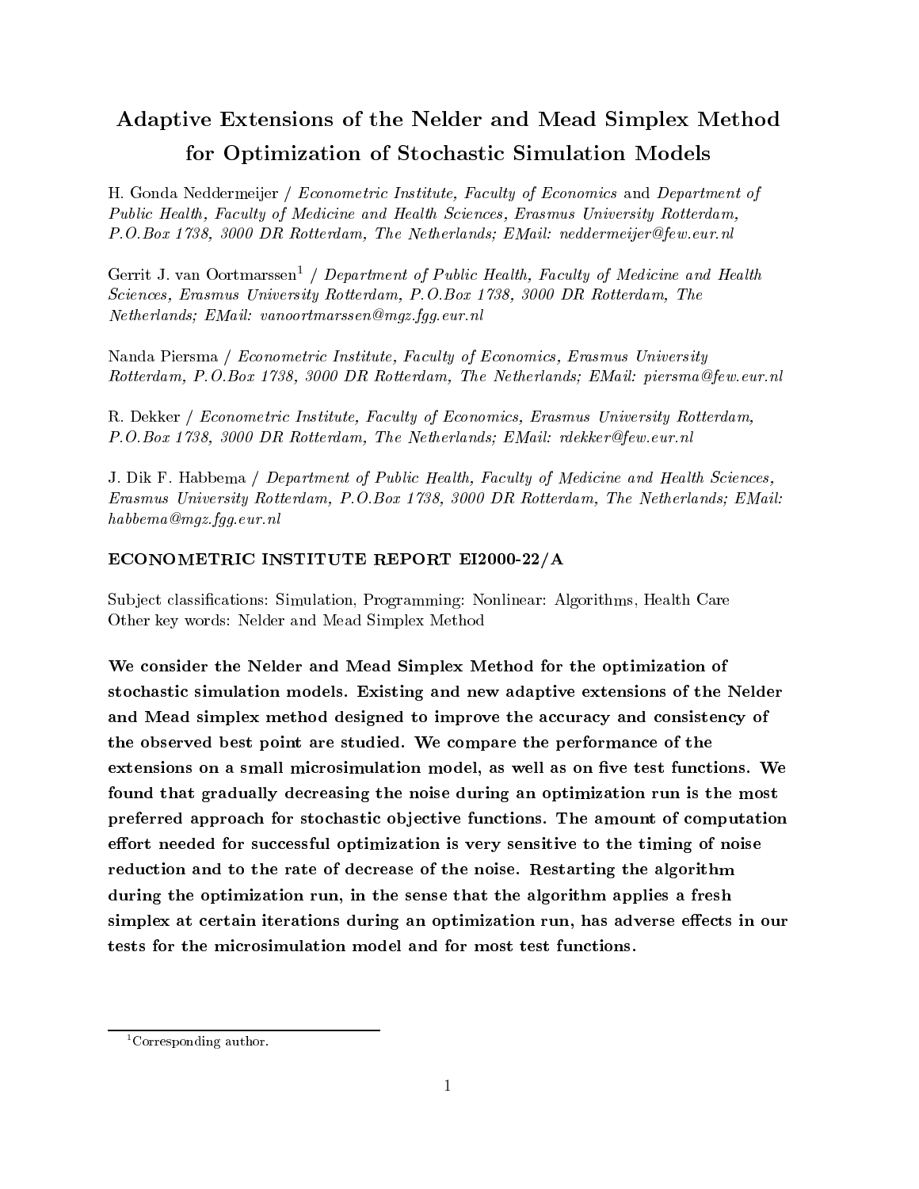# Adaptive Extensions of the Nelder and Mead Simplex Method for Optimization of Stochastic Simulation Models

H. Gonda Neddermeijer / *Econometric Institute, Faculty of Economics* and *Department of Public Health, Faculty of Medicine and Health Sciences, Erasmus University Rotterdam, P.O.Box 1738, 3000 DR Rotterdam, The Netherlands; EMail: neddermeijer@few.eur.nl*

Gerrit J. van Oortmarssen[1] / *Department of Public Health, Faculty of Medicine and Health Sciences, Erasmus University Rotterdam, P.O.Box 1738, 3000 DR Rotterdam, The Netherlands; EMail: vanoortmarssen@mgz.fgg.eur.nl*

Nanda Piersma / *Econometric Institute, Faculty of Economics, Erasmus University Rotterdam, P.O.Box 1738, 3000 DR Rotterdam, The Netherlands; EMail: piersma@few.eur.nl*

R. Dekker / *Econometric Institute, Faculty of Economics, Erasmus University Rotterdam, P.O.Box 1738, 3000 DR Rotterdam, The Netherlands; EMail: rdekker@few.eur.nl*

J. Dik F. Habbema / *Department of Public Health, Faculty of Medicine and Health Sciences, Erasmus University Rotterdam, P.O.Box 1738, 3000 DR Rotterdam, The Netherlands; EMail: habbema@mgz.fgg.eur.nl*

**ECONOMETRIC INSTITUTE REPORT EI2000-22/A**

Subject classifications: Simulation, Programming: Nonlinear: Algorithms, Health Care
Other key words: Nelder and Mead Simplex Method

**We consider the Nelder and Mead Simplex Method for the optimization of stochastic simulation models. Existing and new adaptive extensions of the Nelder and Mead simplex method designed to improve the accuracy and consistency of the observed best point are studied. We compare the performance of the extensions on a small microsimulation model, as well as on five test functions. We found that gradually decreasing the noise during an optimization run is the most preferred approach for stochastic objective functions. The amount of computation effort needed for successful optimization is very sensitive to the timing of noise reduction and to the rate of decrease of the noise. Restarting the algorithm during the optimization run, in the sense that the algorithm applies a fresh simplex at certain iterations during an optimization run, has adverse effects in our tests for the microsimulation model and for most test functions.**

[1] Corresponding author.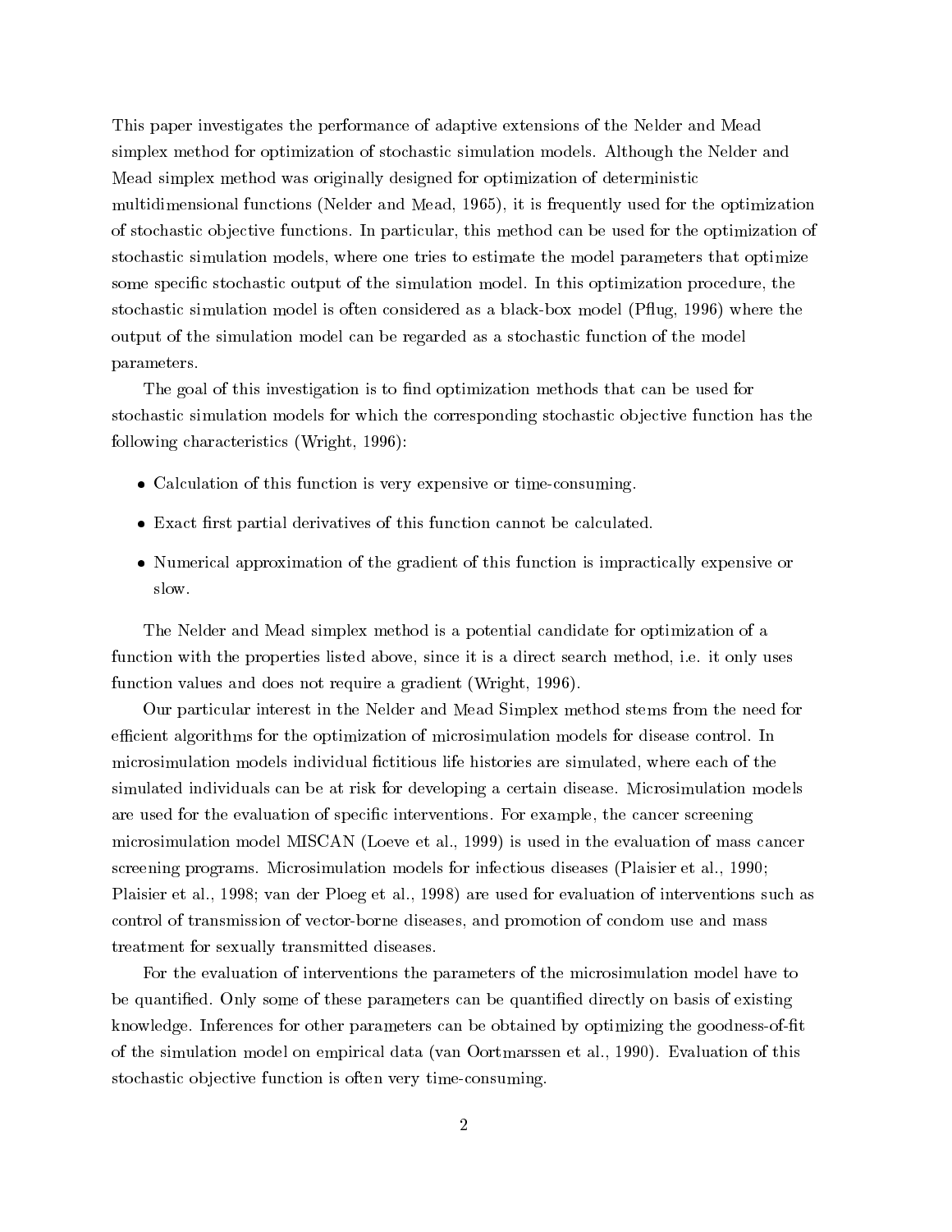This paper investigates the performance of adaptive extensions of the Nelder and Mead simplex method for optimization of stochastic simulation models. Although the Nelder and Mead simplex method was originally designed for optimization of deterministic multidimensional functions (Nelder and Mead, 1965), it is frequently used for the optimization of stochastic objective functions. In particular, this method can be used for the optimization of stochastic simulation models, where one tries to estimate the model parameters that optimize some specific stochastic output of the simulation model. In this optimization procedure, the stochastic simulation model is often considered as a black-box model (Pflug, 1996) where the output of the simulation model can be regarded as a stochastic function of the model parameters.

The goal of this investigation is to find optimization methods that can be used for stochastic simulation models for which the corresponding stochastic objective function has the following characteristics (Wright, 1996):

- Calculation of this function is very expensive or time-consuming.
- Exact first partial derivatives of this function cannot be calculated.
- Numerical approximation of the gradient of this function is impractically expensive or slow.

The Nelder and Mead simplex method is a potential candidate for optimization of a function with the properties listed above, since it is a direct search method, i.e. it only uses function values and does not require a gradient (Wright, 1996).

Our particular interest in the Nelder and Mead Simplex method stems from the need for efficient algorithms for the optimization of microsimulation models for disease control. In microsimulation models individual fictitious life histories are simulated, where each of the simulated individuals can be at risk for developing a certain disease. Microsimulation models are used for the evaluation of specific interventions. For example, the cancer screening microsimulation model MISCAN (Loeve et al., 1999) is used in the evaluation of mass cancer screening programs. Microsimulation models for infectious diseases (Plaisier et al., 1990; Plaisier et al., 1998; van der Ploeg et al., 1998) are used for evaluation of interventions such as control of transmission of vector-borne diseases, and promotion of condom use and mass treatment for sexually transmitted diseases.

For the evaluation of interventions the parameters of the microsimulation model have to be quantified. Only some of these parameters can be quantified directly on basis of existing knowledge. Inferences for other parameters can be obtained by optimizing the goodness-of-fit of the simulation model on empirical data (van Oortmarssen et al., 1990). Evaluation of this stochastic objective function is often very time-consuming.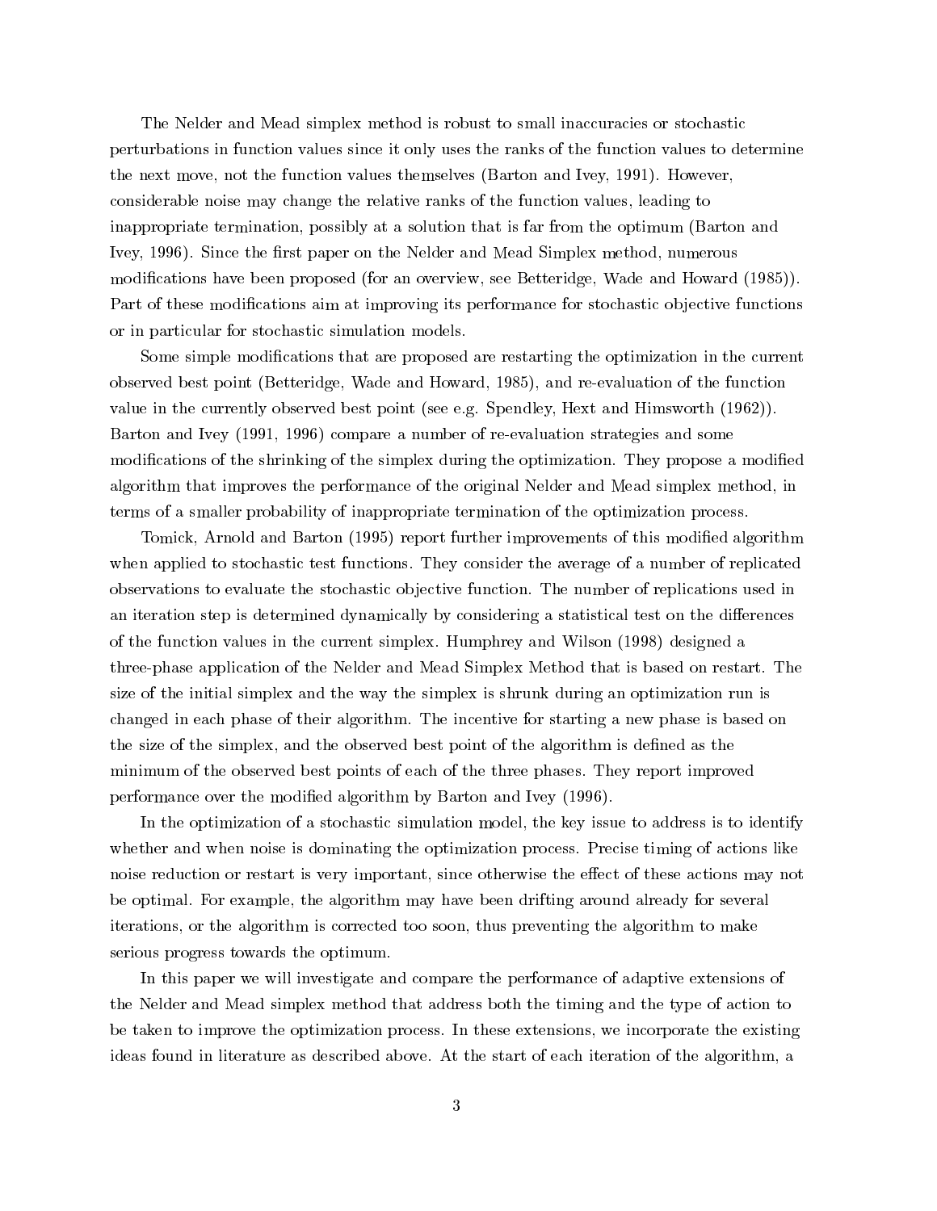The Nelder and Mead simplex method is robust to small inaccuracies or stochastic perturbations in function values since it only uses the ranks of the function values to determine the next move, not the function values themselves (Barton and Ivey, 1991). However, considerable noise may change the relative ranks of the function values, leading to inappropriate termination, possibly at a solution that is far from the optimum (Barton and Ivey, 1996). Since the first paper on the Nelder and Mead Simplex method, numerous modifications have been proposed (for an overview, see Betteridge, Wade and Howard (1985)). Part of these modifications aim at improving its performance for stochastic objective functions or in particular for stochastic simulation models.

Some simple modifications that are proposed are restarting the optimization in the current observed best point (Betteridge, Wade and Howard, 1985), and re-evaluation of the function value in the currently observed best point (see e.g. Spendley, Hext and Himsworth (1962)). Barton and Ivey (1991, 1996) compare a number of re-evaluation strategies and some modifications of the shrinking of the simplex during the optimization. They propose a modified algorithm that improves the performance of the original Nelder and Mead simplex method, in terms of a smaller probability of inappropriate termination of the optimization process.

Tomick, Arnold and Barton (1995) report further improvements of this modified algorithm when applied to stochastic test functions. They consider the average of a number of replicated observations to evaluate the stochastic objective function. The number of replications used in an iteration step is determined dynamically by considering a statistical test on the differences of the function values in the current simplex. Humphrey and Wilson (1998) designed a three-phase application of the Nelder and Mead Simplex Method that is based on restart. The size of the initial simplex and the way the simplex is shrunk during an optimization run is changed in each phase of their algorithm. The incentive for starting a new phase is based on the size of the simplex, and the observed best point of the algorithm is defined as the minimum of the observed best points of each of the three phases. They report improved performance over the modified algorithm by Barton and Ivey (1996).

In the optimization of a stochastic simulation model, the key issue to address is to identify whether and when noise is dominating the optimization process. Precise timing of actions like noise reduction or restart is very important, since otherwise the effect of these actions may not be optimal. For example, the algorithm may have been drifting around already for several iterations, or the algorithm is corrected too soon, thus preventing the algorithm to make serious progress towards the optimum.

In this paper we will investigate and compare the performance of adaptive extensions of the Nelder and Mead simplex method that address both the timing and the type of action to be taken to improve the optimization process. In these extensions, we incorporate the existing ideas found in literature as described above. At the start of each iteration of the algorithm, a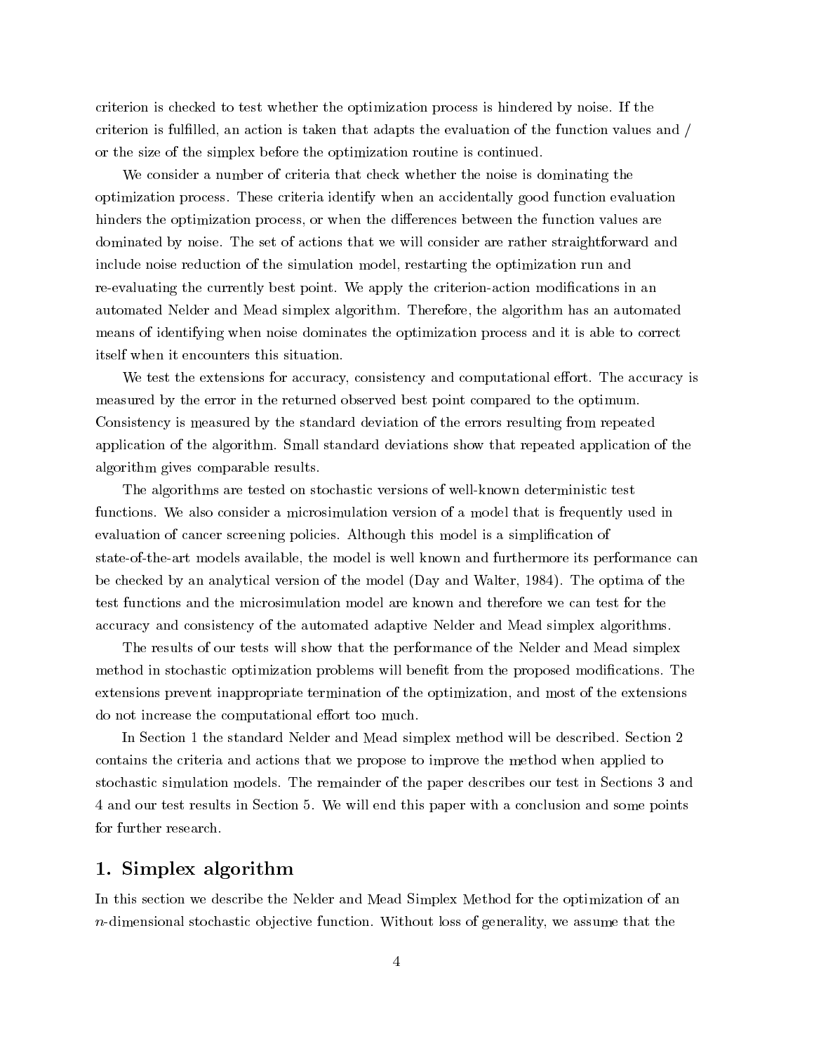criterion is checked to test whether the optimization process is hindered by noise. If the criterion is fulfilled, an action is taken that adapts the evaluation of the function values and / or the size of the simplex before the optimization routine is continued.

We consider a number of criteria that check whether the noise is dominating the optimization process. These criteria identify when an accidentally good function evaluation hinders the optimization process, or when the differences between the function values are dominated by noise. The set of actions that we will consider are rather straightforward and include noise reduction of the simulation model, restarting the optimization run and re-evaluating the currently best point. We apply the criterion-action modifications in an automated Nelder and Mead simplex algorithm. Therefore, the algorithm has an automated means of identifying when noise dominates the optimization process and it is able to correct itself when it encounters this situation.

We test the extensions for accuracy, consistency and computational effort. The accuracy is measured by the error in the returned observed best point compared to the optimum. Consistency is measured by the standard deviation of the errors resulting from repeated application of the algorithm. Small standard deviations show that repeated application of the algorithm gives comparable results.

The algorithms are tested on stochastic versions of well-known deterministic test functions. We also consider a microsimulation version of a model that is frequently used in evaluation of cancer screening policies. Although this model is a simplification of state-of-the-art models available, the model is well known and furthermore its performance can be checked by an analytical version of the model (Day and Walter, 1984). The optima of the test functions and the microsimulation model are known and therefore we can test for the accuracy and consistency of the automated adaptive Nelder and Mead simplex algorithms.

The results of our tests will show that the performance of the Nelder and Mead simplex method in stochastic optimization problems will benefit from the proposed modifications. The extensions prevent inappropriate termination of the optimization, and most of the extensions do not increase the computational effort too much.

In Section 1 the standard Nelder and Mead simplex method will be described. Section 2 contains the criteria and actions that we propose to improve the method when applied to stochastic simulation models. The remainder of the paper describes our test in Sections 3 and 4 and our test results in Section 5. We will end this paper with a conclusion and some points for further research.

## 1. Simplex algorithm

In this section we describe the Nelder and Mead Simplex Method for the optimization of an $n$-dimensional stochastic objective function. Without loss of generality, we assume that the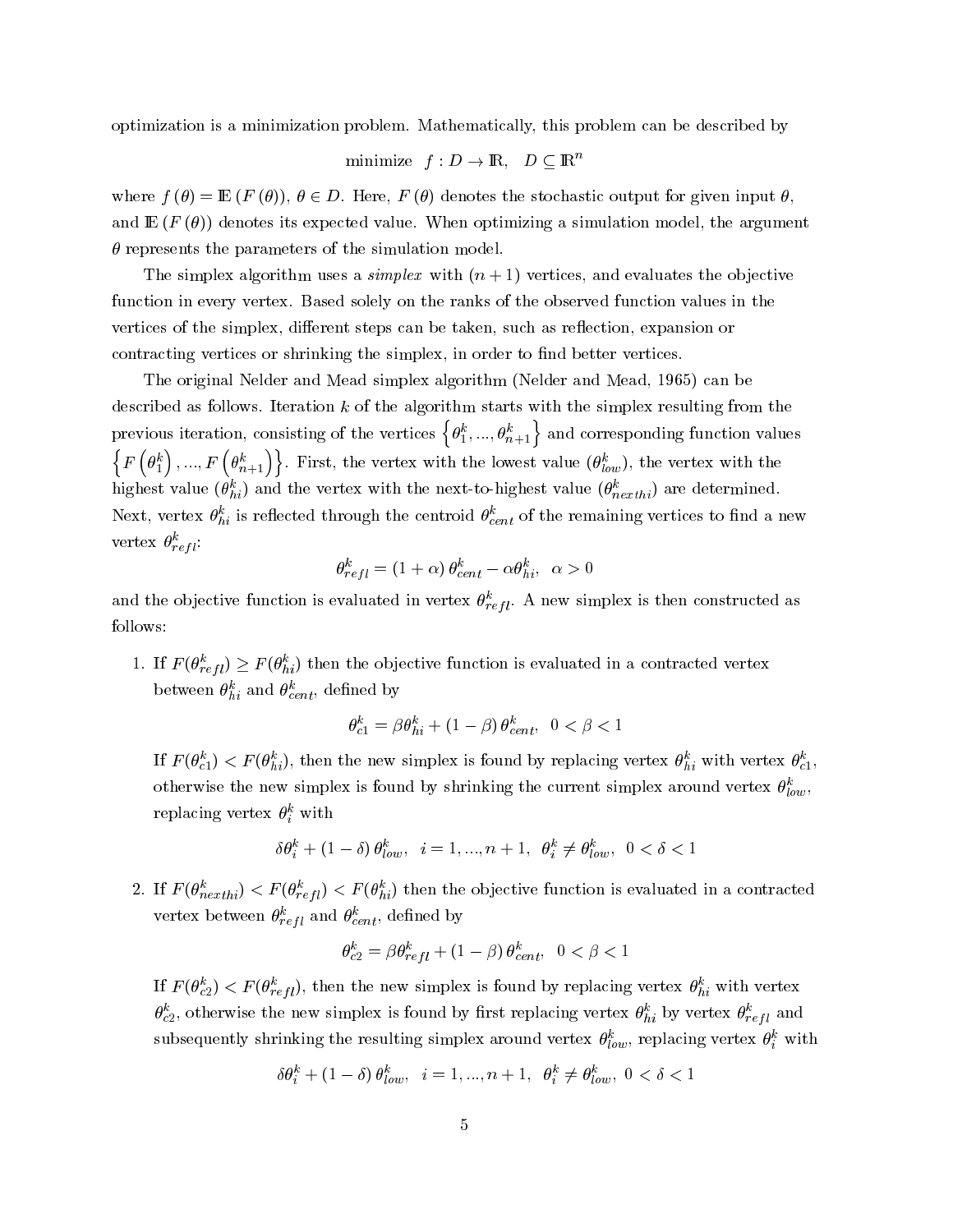optimization is a minimization problem. Mathematically, this problem can be described by

$$\text{minimize} \quad f : D \to \mathbb{R}, \quad D \subseteq \mathbb{R}^n$$

where $f(\theta) = \mathbb{E}(F(\theta))$, $\theta \in D$. Here, $F(\theta)$ denotes the stochastic output for given input $\theta$, and $\mathbb{E}(F(\theta))$ denotes its expected value. When optimizing a simulation model, the argument $\theta$ represents the parameters of the simulation model.

The simplex algorithm uses a *simplex* with $(n+1)$ vertices, and evaluates the objective function in every vertex. Based solely on the ranks of the observed function values in the vertices of the simplex, different steps can be taken, such as reflection, expansion or contracting vertices or shrinking the simplex, in order to find better vertices.

The original Nelder and Mead simplex algorithm (Nelder and Mead, 1965) can be described as follows. Iteration $k$ of the algorithm starts with the simplex resulting from the previous iteration, consisting of the vertices $\left\{\theta_1^k, ..., \theta_{n+1}^k\right\}$ and corresponding function values $\left\{F\left(\theta_1^k\right), ..., F\left(\theta_{n+1}^k\right)\right\}$. First, the vertex with the lowest value ($\theta_{low}^k$), the vertex with the highest value ($\theta_{hi}^k$) and the vertex with the next-to-highest value ($\theta_{nexthi}^k$) are determined. Next, vertex $\theta_{hi}^k$ is reflected through the centroid $\theta_{cent}^k$ of the remaining vertices to find a new vertex $\theta_{refl}^k$:

$$\theta_{refl}^k = (1+\alpha)\,\theta_{cent}^k - \alpha\theta_{hi}^k, \quad \alpha > 0$$

and the objective function is evaluated in vertex $\theta_{refl}^k$. A new simplex is then constructed as follows:

1. If $F(\theta_{refl}^k) \geq F(\theta_{hi}^k)$ then the objective function is evaluated in a contracted vertex between $\theta_{hi}^k$ and $\theta_{cent}^k$, defined by

$$\theta_{c1}^k = \beta\theta_{hi}^k + (1-\beta)\,\theta_{cent}^k, \quad 0 < \beta < 1$$

If $F(\theta_{c1}^k) < F(\theta_{hi}^k)$, then the new simplex is found by replacing vertex $\theta_{hi}^k$ with vertex $\theta_{c1}^k$, otherwise the new simplex is found by shrinking the current simplex around vertex $\theta_{low}^k$, replacing vertex $\theta_i^k$ with

$$\delta\theta_i^k + (1-\delta)\,\theta_{low}^k, \quad i = 1, ..., n+1, \quad \theta_i^k \neq \theta_{low}^k, \quad 0 < \delta < 1$$

2. If $F(\theta_{nexthi}^k) < F(\theta_{refl}^k) < F(\theta_{hi}^k)$ then the objective function is evaluated in a contracted vertex between $\theta_{refl}^k$ and $\theta_{cent}^k$, defined by

$$\theta_{c2}^k = \beta\theta_{refl}^k + (1-\beta)\,\theta_{cent}^k, \quad 0 < \beta < 1$$

If $F(\theta_{c2}^k) < F(\theta_{refl}^k)$, then the new simplex is found by replacing vertex $\theta_{hi}^k$ with vertex $\theta_{c2}^k$, otherwise the new simplex is found by first replacing vertex $\theta_{hi}^k$ by vertex $\theta_{refl}^k$ and subsequently shrinking the resulting simplex around vertex $\theta_{low}^k$, replacing vertex $\theta_i^k$ with

$$\delta\theta_i^k + (1-\delta)\,\theta_{low}^k, \quad i = 1, ..., n+1, \quad \theta_i^k \neq \theta_{low}^k, \quad 0 < \delta < 1$$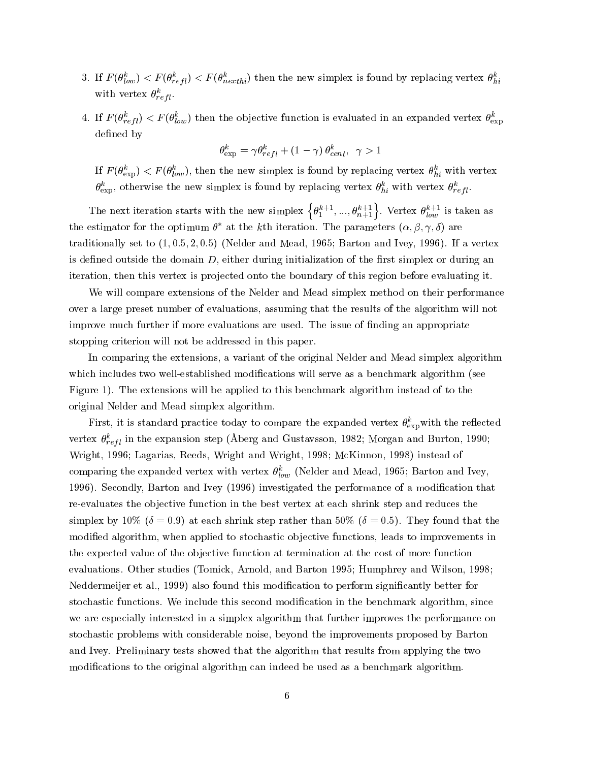3. If $F(\theta_{low}^k) < F(\theta_{refl}^k) < F(\theta_{nexthi}^k)$ then the new simplex is found by replacing vertex $\theta_{hi}^k$ with vertex $\theta_{refl}^k$.

4. If $F(\theta_{refl}^k) < F(\theta_{low}^k)$ then the objective function is evaluated in an expanded vertex $\theta_{\exp}^k$ defined by

$$\theta_{\exp}^k = \gamma\theta_{refl}^k + (1-\gamma)\,\theta_{cent}^k, \;\; \gamma > 1$$

   If $F(\theta_{\exp}^k) < F(\theta_{low}^k)$, then the new simplex is found by replacing vertex $\theta_{hi}^k$ with vertex $\theta_{\exp}^k$, otherwise the new simplex is found by replacing vertex $\theta_{hi}^k$ with vertex $\theta_{refl}^k$.

The next iteration starts with the new simplex $\left\{\theta_1^{k+1}, ..., \theta_{n+1}^{k+1}\right\}$. Vertex $\theta_{low}^{k+1}$ is taken as the estimator for the optimum $\theta^*$ at the $k$th iteration. The parameters $(\alpha, \beta, \gamma, \delta)$ are traditionally set to $(1, 0.5, 2, 0.5)$ (Nelder and Mead, 1965; Barton and Ivey, 1996). If a vertex is defined outside the domain $D$, either during initialization of the first simplex or during an iteration, then this vertex is projected onto the boundary of this region before evaluating it.

We will compare extensions of the Nelder and Mead simplex method on their performance over a large preset number of evaluations, assuming that the results of the algorithm will not improve much further if more evaluations are used. The issue of finding an appropriate stopping criterion will not be addressed in this paper.

In comparing the extensions, a variant of the original Nelder and Mead simplex algorithm which includes two well-established modifications will serve as a benchmark algorithm (see Figure 1). The extensions will be applied to this benchmark algorithm instead of to the original Nelder and Mead simplex algorithm.

First, it is standard practice today to compare the expanded vertex $\theta_{\exp}^k$with the reflected vertex $\theta_{refl}^k$ in the expansion step (Åberg and Gustavsson, 1982; Morgan and Burton, 1990; Wright, 1996; Lagarias, Reeds, Wright and Wright, 1998; McKinnon, 1998) instead of comparing the expanded vertex with vertex $\theta_{low}^k$ (Nelder and Mead, 1965; Barton and Ivey, 1996). Secondly, Barton and Ivey (1996) investigated the performance of a modification that re-evaluates the objective function in the best vertex at each shrink step and reduces the simplex by 10% ($\delta = 0.9$) at each shrink step rather than 50% ($\delta = 0.5$). They found that the modified algorithm, when applied to stochastic objective functions, leads to improvements in the expected value of the objective function at termination at the cost of more function evaluations. Other studies (Tomick, Arnold, and Barton 1995; Humphrey and Wilson, 1998; Neddermeijer et al., 1999) also found this modification to perform significantly better for stochastic functions. We include this second modification in the benchmark algorithm, since we are especially interested in a simplex algorithm that further improves the performance on stochastic problems with considerable noise, beyond the improvements proposed by Barton and Ivey. Preliminary tests showed that the algorithm that results from applying the two modifications to the original algorithm can indeed be used as a benchmark algorithm.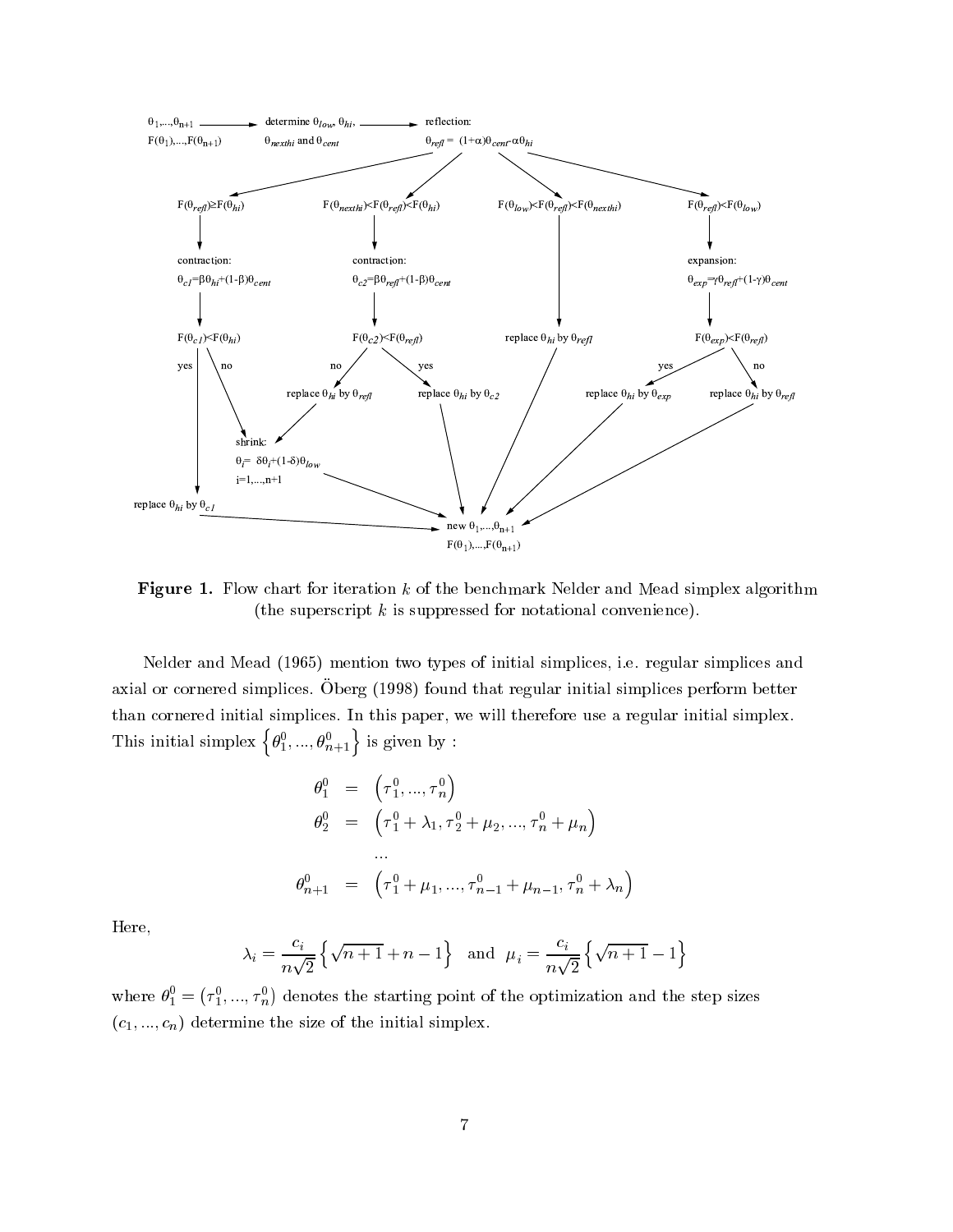**Figure 1.** Flow chart for iteration $k$ of the benchmark Nelder and Mead simplex algorithm (the superscript $k$ is suppressed for notational convenience).

Nelder and Mead (1965) mention two types of initial simplices, i.e. regular simplices and axial or cornered simplices. Öberg (1998) found that regular initial simplices perform better than cornered initial simplices. In this paper, we will therefore use a regular initial simplex. This initial simplex $\left\{\theta_1^0, ..., \theta_{n+1}^0\right\}$ is given by :

$$
\begin{aligned}
\theta_1^0 &= \left(\tau_1^0, ..., \tau_n^0\right) \\
\theta_2^0 &= \left(\tau_1^0 + \lambda_1, \tau_2^0 + \mu_2, ..., \tau_n^0 + \mu_n\right) \\
&\dots \\
\theta_{n+1}^0 &= \left(\tau_1^0 + \mu_1, ..., \tau_{n-1}^0 + \mu_{n-1}, \tau_n^0 + \lambda_n\right)
\end{aligned}
$$

Here,

$$
\lambda_i = \frac{c_i}{n\sqrt{2}}\left\{\sqrt{n+1} + n - 1\right\} \quad \text{and} \quad \mu_i = \frac{c_i}{n\sqrt{2}}\left\{\sqrt{n+1} - 1\right\}
$$

where $\theta_1^0 = \left(\tau_1^0, ..., \tau_n^0\right)$ denotes the starting point of the optimization and the step sizes $(c_1, ..., c_n)$ determine the size of the initial simplex.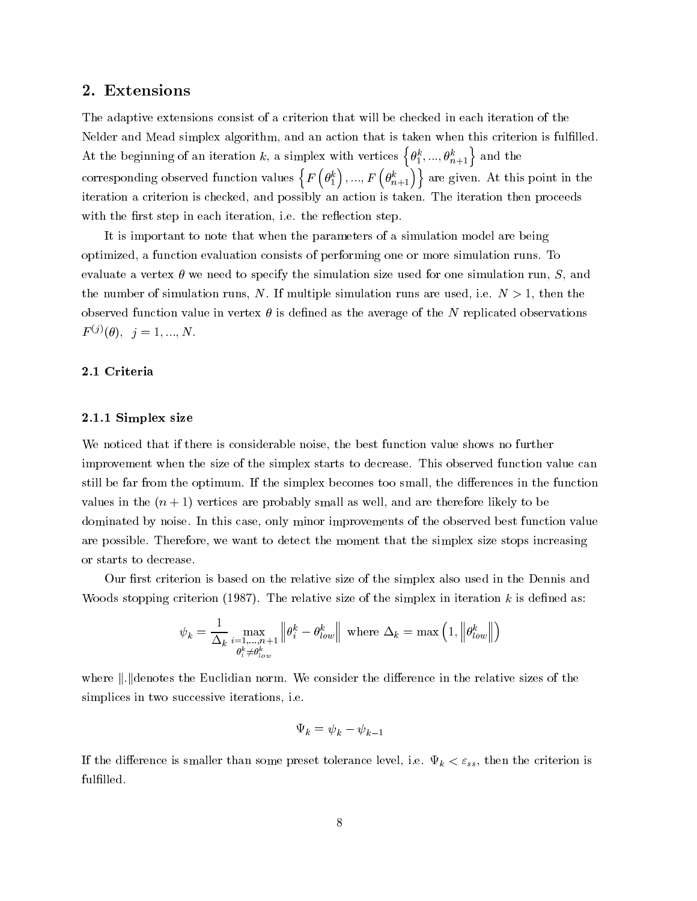## 2. Extensions

The adaptive extensions consist of a criterion that will be checked in each iteration of the Nelder and Mead simplex algorithm, and an action that is taken when this criterion is fulfilled. At the beginning of an iteration $k$, a simplex with vertices $\left\{\theta_1^k, ..., \theta_{n+1}^k\right\}$ and the corresponding observed function values $\left\{F\left(\theta_1^k\right), ..., F\left(\theta_{n+1}^k\right)\right\}$ are given. At this point in the iteration a criterion is checked, and possibly an action is taken. The iteration then proceeds with the first step in each iteration, i.e. the reflection step.

It is important to note that when the parameters of a simulation model are being optimized, a function evaluation consists of performing one or more simulation runs. To evaluate a vertex $\theta$ we need to specify the simulation size used for one simulation run, $S$, and the number of simulation runs, $N$. If multiple simulation runs are used, i.e. $N > 1$, then the observed function value in vertex $\theta$ is defined as the average of the $N$ replicated observations $F^{(j)}(\theta), \ \ j = 1, ..., N$.

### 2.1 Criteria

#### 2.1.1 Simplex size

We noticed that if there is considerable noise, the best function value shows no further improvement when the size of the simplex starts to decrease. This observed function value can still be far from the optimum. If the simplex becomes too small, the differences in the function values in the $(n + 1)$ vertices are probably small as well, and are therefore likely to be dominated by noise. In this case, only minor improvements of the observed best function value are possible. Therefore, we want to detect the moment that the simplex size stops increasing or starts to decrease.

Our first criterion is based on the relative size of the simplex also used in the Dennis and Woods stopping criterion (1987). The relative size of the simplex in iteration $k$ is defined as:

$$\psi_k = \frac{1}{\Delta_k} \max_{\substack{i=1,...,n+1 \\ \theta_i^k \neq \theta_{low}^k}} \left\| \theta_i^k - \theta_{low}^k \right\| \text{ where } \Delta_k = \max\left(1, \left\|\theta_{low}^k\right\|\right)$$

where $\|.\|$denotes the Euclidian norm. We consider the difference in the relative sizes of the simplices in two successive iterations, i.e.

$$\Psi_k = \psi_k - \psi_{k-1}$$

If the difference is smaller than some preset tolerance level, i.e. $\Psi_k < \varepsilon_{ss}$, then the criterion is fulfilled.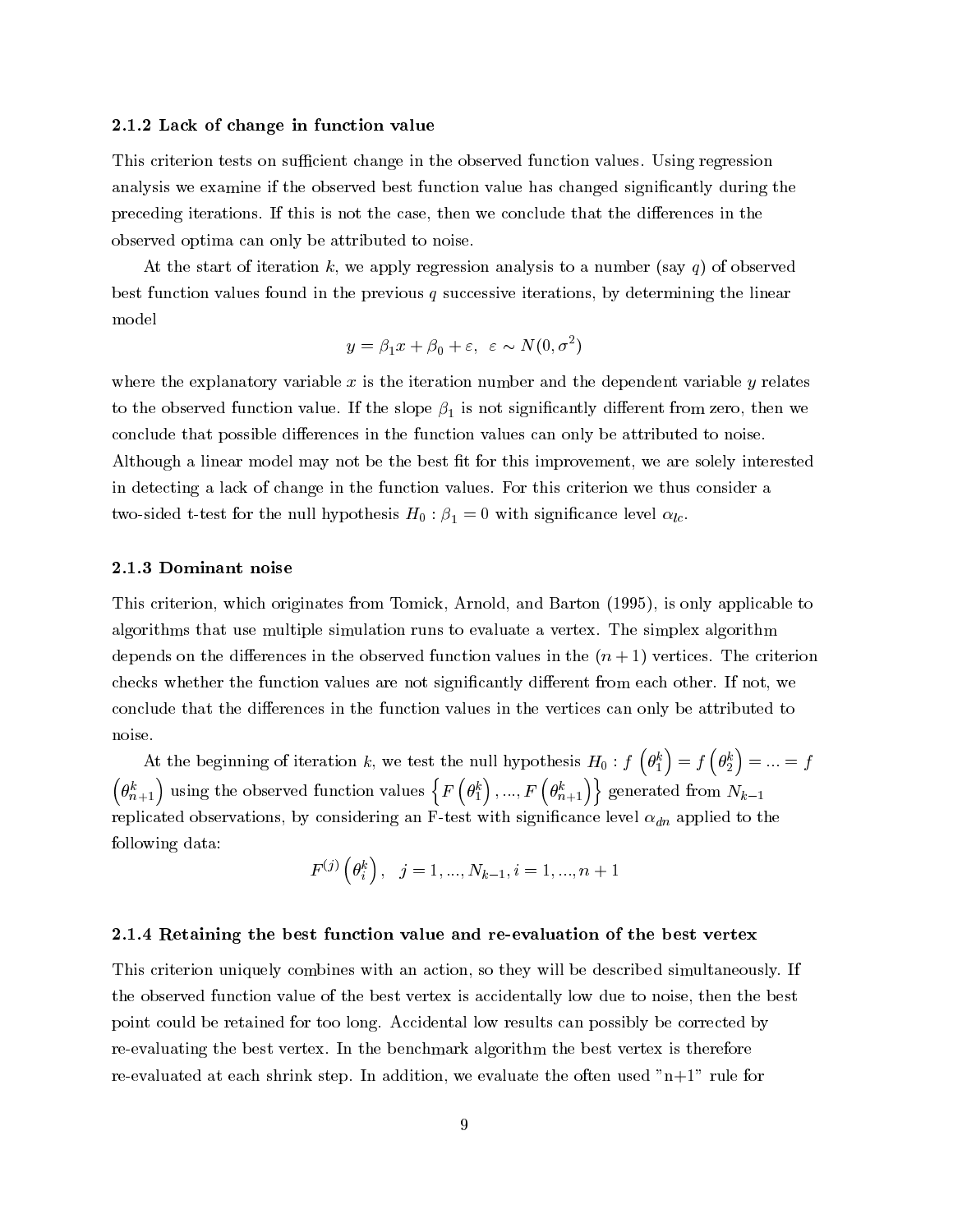### 2.1.2 Lack of change in function value

This criterion tests on sufficient change in the observed function values. Using regression analysis we examine if the observed best function value has changed significantly during the preceding iterations. If this is not the case, then we conclude that the differences in the observed optima can only be attributed to noise.

At the start of iteration $k$, we apply regression analysis to a number (say $q$) of observed best function values found in the previous $q$ successive iterations, by determining the linear model

$$y = \beta_1 x + \beta_0 + \varepsilon, \;\; \varepsilon \sim N(0, \sigma^2)$$

where the explanatory variable $x$ is the iteration number and the dependent variable $y$ relates to the observed function value. If the slope $\beta_1$ is not significantly different from zero, then we conclude that possible differences in the function values can only be attributed to noise. Although a linear model may not be the best fit for this improvement, we are solely interested in detecting a lack of change in the function values. For this criterion we thus consider a two-sided t-test for the null hypothesis $H_0 : \beta_1 = 0$ with significance level $\alpha_{lc}$.

### 2.1.3 Dominant noise

This criterion, which originates from Tomick, Arnold, and Barton (1995), is only applicable to algorithms that use multiple simulation runs to evaluate a vertex. The simplex algorithm depends on the differences in the observed function values in the $(n + 1)$ vertices. The criterion checks whether the function values are not significantly different from each other. If not, we conclude that the differences in the function values in the vertices can only be attributed to noise.

At the beginning of iteration $k$, we test the null hypothesis $H_0 : f\left(\theta_1^k\right) = f\left(\theta_2^k\right) = ... = f\left(\theta_{n+1}^k\right)$ using the observed function values $\left\{F\left(\theta_1^k\right), ..., F\left(\theta_{n+1}^k\right)\right\}$ generated from $N_{k-1}$ replicated observations, by considering an F-test with significance level $\alpha_{dn}$ applied to the following data:

$$F^{(j)}\left(\theta_i^k\right), \quad j = 1, ..., N_{k-1}, i = 1, ..., n + 1$$

### 2.1.4 Retaining the best function value and re-evaluation of the best vertex

This criterion uniquely combines with an action, so they will be described simultaneously. If the observed function value of the best vertex is accidentally low due to noise, then the best point could be retained for too long. Accidental low results can possibly be corrected by re-evaluating the best vertex. In the benchmark algorithm the best vertex is therefore re-evaluated at each shrink step. In addition, we evaluate the often used "n+1" rule for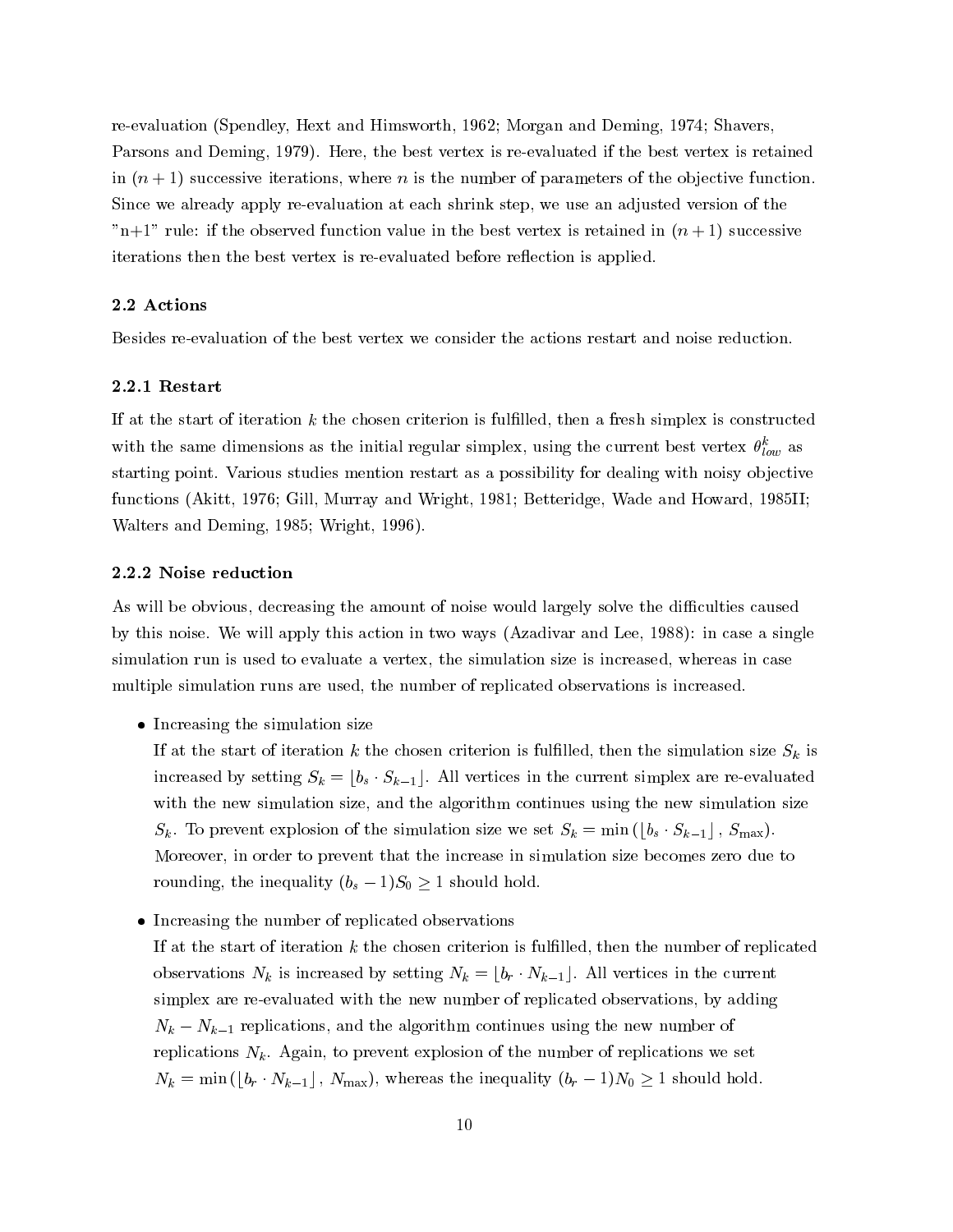re-evaluation (Spendley, Hext and Himsworth, 1962; Morgan and Deming, 1974; Shavers, Parsons and Deming, 1979). Here, the best vertex is re-evaluated if the best vertex is retained in $(n+1)$ successive iterations, where $n$ is the number of parameters of the objective function. Since we already apply re-evaluation at each shrink step, we use an adjusted version of the "n+1" rule: if the observed function value in the best vertex is retained in $(n+1)$ successive iterations then the best vertex is re-evaluated before reflection is applied.

### 2.2 Actions

Besides re-evaluation of the best vertex we consider the actions restart and noise reduction.

#### 2.2.1 Restart

If at the start of iteration $k$ the chosen criterion is fulfilled, then a fresh simplex is constructed with the same dimensions as the initial regular simplex, using the current best vertex $\theta^k_{low}$ as starting point. Various studies mention restart as a possibility for dealing with noisy objective functions (Akitt, 1976; Gill, Murray and Wright, 1981; Betteridge, Wade and Howard, 1985II; Walters and Deming, 1985; Wright, 1996).

#### 2.2.2 Noise reduction

As will be obvious, decreasing the amount of noise would largely solve the difficulties caused by this noise. We will apply this action in two ways (Azadivar and Lee, 1988): in case a single simulation run is used to evaluate a vertex, the simulation size is increased, whereas in case multiple simulation runs are used, the number of replicated observations is increased.

- Increasing the simulation size
  If at the start of iteration $k$ the chosen criterion is fulfilled, then the simulation size $S_k$ is increased by setting $S_k = \lfloor b_s \cdot S_{k-1} \rfloor$. All vertices in the current simplex are re-evaluated with the new simulation size, and the algorithm continues using the new simulation size $S_k$. To prevent explosion of the simulation size we set $S_k = \min\left(\lfloor b_s \cdot S_{k-1} \rfloor, S_{\max}\right)$. Moreover, in order to prevent that the increase in simulation size becomes zero due to rounding, the inequality $(b_s - 1)S_0 \geq 1$ should hold.

- Increasing the number of replicated observations
  If at the start of iteration $k$ the chosen criterion is fulfilled, then the number of replicated observations $N_k$ is increased by setting $N_k = \lfloor b_r \cdot N_{k-1} \rfloor$. All vertices in the current simplex are re-evaluated with the new number of replicated observations, by adding $N_k - N_{k-1}$ replications, and the algorithm continues using the new number of replications $N_k$. Again, to prevent explosion of the number of replications we set $N_k = \min\left(\lfloor b_r \cdot N_{k-1} \rfloor, N_{\max}\right)$, whereas the inequality $(b_r - 1)N_0 \geq 1$ should hold.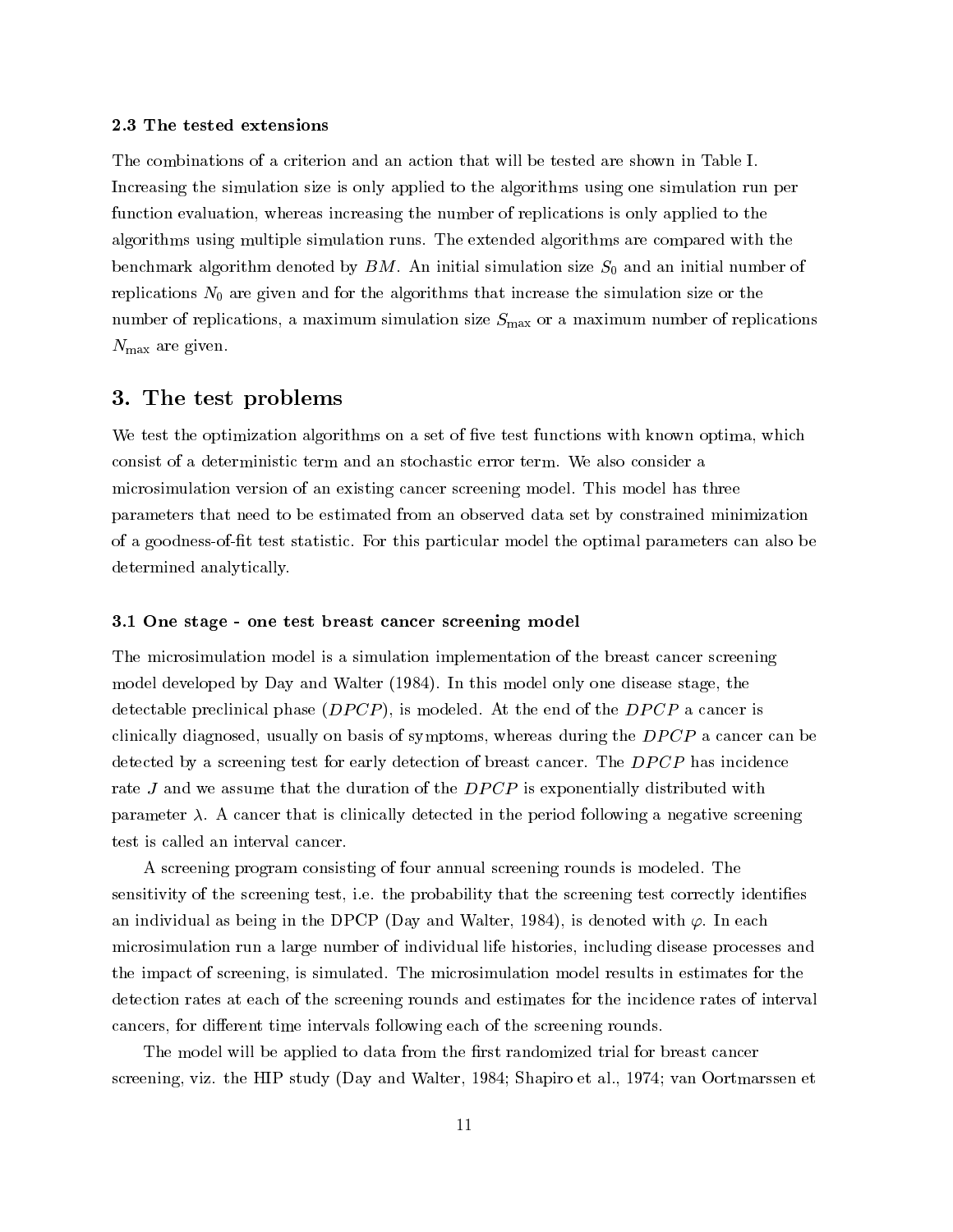### 2.3 The tested extensions

The combinations of a criterion and an action that will be tested are shown in Table I. Increasing the simulation size is only applied to the algorithms using one simulation run per function evaluation, whereas increasing the number of replications is only applied to the algorithms using multiple simulation runs. The extended algorithms are compared with the benchmark algorithm denoted by $BM$. An initial simulation size $S_0$ and an initial number of replications $N_0$ are given and for the algorithms that increase the simulation size or the number of replications, a maximum simulation size $S_{\max}$ or a maximum number of replications $N_{\max}$ are given.

## 3. The test problems

We test the optimization algorithms on a set of five test functions with known optima, which consist of a deterministic term and an stochastic error term. We also consider a microsimulation version of an existing cancer screening model. This model has three parameters that need to be estimated from an observed data set by constrained minimization of a goodness-of-fit test statistic. For this particular model the optimal parameters can also be determined analytically.

### 3.1 One stage - one test breast cancer screening model

The microsimulation model is a simulation implementation of the breast cancer screening model developed by Day and Walter (1984). In this model only one disease stage, the detectable preclinical phase ($DPCP$), is modeled. At the end of the $DPCP$ a cancer is clinically diagnosed, usually on basis of symptoms, whereas during the $DPCP$ a cancer can be detected by a screening test for early detection of breast cancer. The $DPCP$ has incidence rate $J$ and we assume that the duration of the $DPCP$ is exponentially distributed with parameter $\lambda$. A cancer that is clinically detected in the period following a negative screening test is called an interval cancer.

A screening program consisting of four annual screening rounds is modeled. The sensitivity of the screening test, i.e. the probability that the screening test correctly identifies an individual as being in the DPCP (Day and Walter, 1984), is denoted with $\varphi$. In each microsimulation run a large number of individual life histories, including disease processes and the impact of screening, is simulated. The microsimulation model results in estimates for the detection rates at each of the screening rounds and estimates for the incidence rates of interval cancers, for different time intervals following each of the screening rounds.

The model will be applied to data from the first randomized trial for breast cancer screening, viz. the HIP study (Day and Walter, 1984; Shapiro et al., 1974; van Oortmarssen et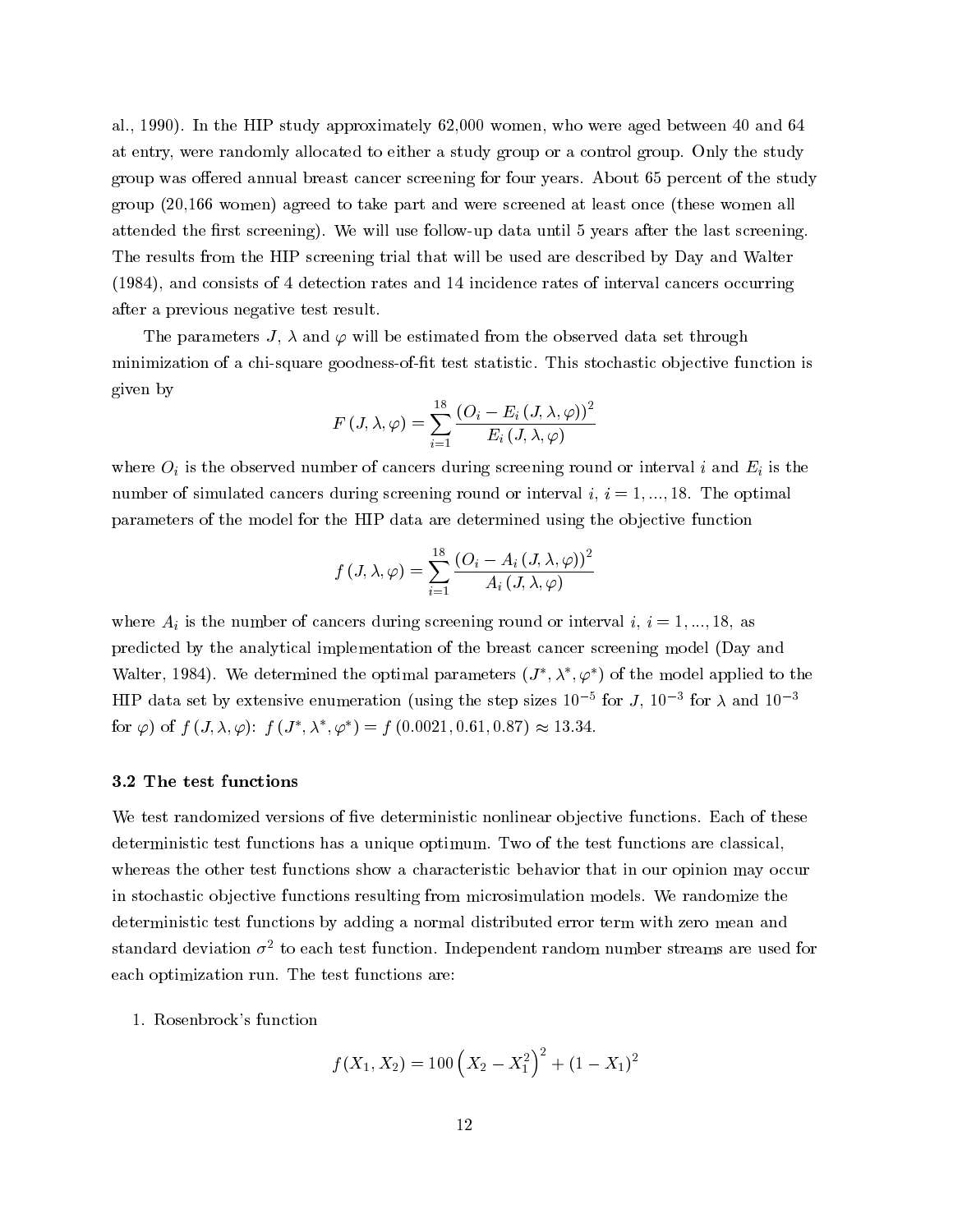al., 1990). In the HIP study approximately 62,000 women, who were aged between 40 and 64 at entry, were randomly allocated to either a study group or a control group. Only the study group was offered annual breast cancer screening for four years. About 65 percent of the study group (20,166 women) agreed to take part and were screened at least once (these women all attended the first screening). We will use follow-up data until 5 years after the last screening. The results from the HIP screening trial that will be used are described by Day and Walter (1984), and consists of 4 detection rates and 14 incidence rates of interval cancers occurring after a previous negative test result.

The parameters $J$, $\lambda$ and $\varphi$ will be estimated from the observed data set through minimization of a chi-square goodness-of-fit test statistic. This stochastic objective function is given by

$$F(J, \lambda, \varphi) = \sum_{i=1}^{18} \frac{(O_i - E_i(J, \lambda, \varphi))^2}{E_i(J, \lambda, \varphi)}$$

where $O_i$ is the observed number of cancers during screening round or interval $i$ and $E_i$ is the number of simulated cancers during screening round or interval $i$, $i = 1, ..., 18$. The optimal parameters of the model for the HIP data are determined using the objective function

$$f(J, \lambda, \varphi) = \sum_{i=1}^{18} \frac{(O_i - A_i(J, \lambda, \varphi))^2}{A_i(J, \lambda, \varphi)}$$

where $A_i$ is the number of cancers during screening round or interval $i$, $i = 1, ..., 18$, as predicted by the analytical implementation of the breast cancer screening model (Day and Walter, 1984). We determined the optimal parameters $(J^*, \lambda^*, \varphi^*)$ of the model applied to the HIP data set by extensive enumeration (using the step sizes $10^{-5}$ for $J$, $10^{-3}$ for $\lambda$ and $10^{-3}$ for $\varphi$) of $f(J, \lambda, \varphi)$: $f(J^*, \lambda^*, \varphi^*) = f(0.0021, 0.61, 0.87) \approx 13.34$.

### 3.2 The test functions

We test randomized versions of five deterministic nonlinear objective functions. Each of these deterministic test functions has a unique optimum. Two of the test functions are classical, whereas the other test functions show a characteristic behavior that in our opinion may occur in stochastic objective functions resulting from microsimulation models. We randomize the deterministic test functions by adding a normal distributed error term with zero mean and standard deviation $\sigma^2$ to each test function. Independent random number streams are used for each optimization run. The test functions are:

1. Rosenbrock's function

$$f(X_1, X_2) = 100\left(X_2 - X_1^2\right)^2 + (1 - X_1)^2$$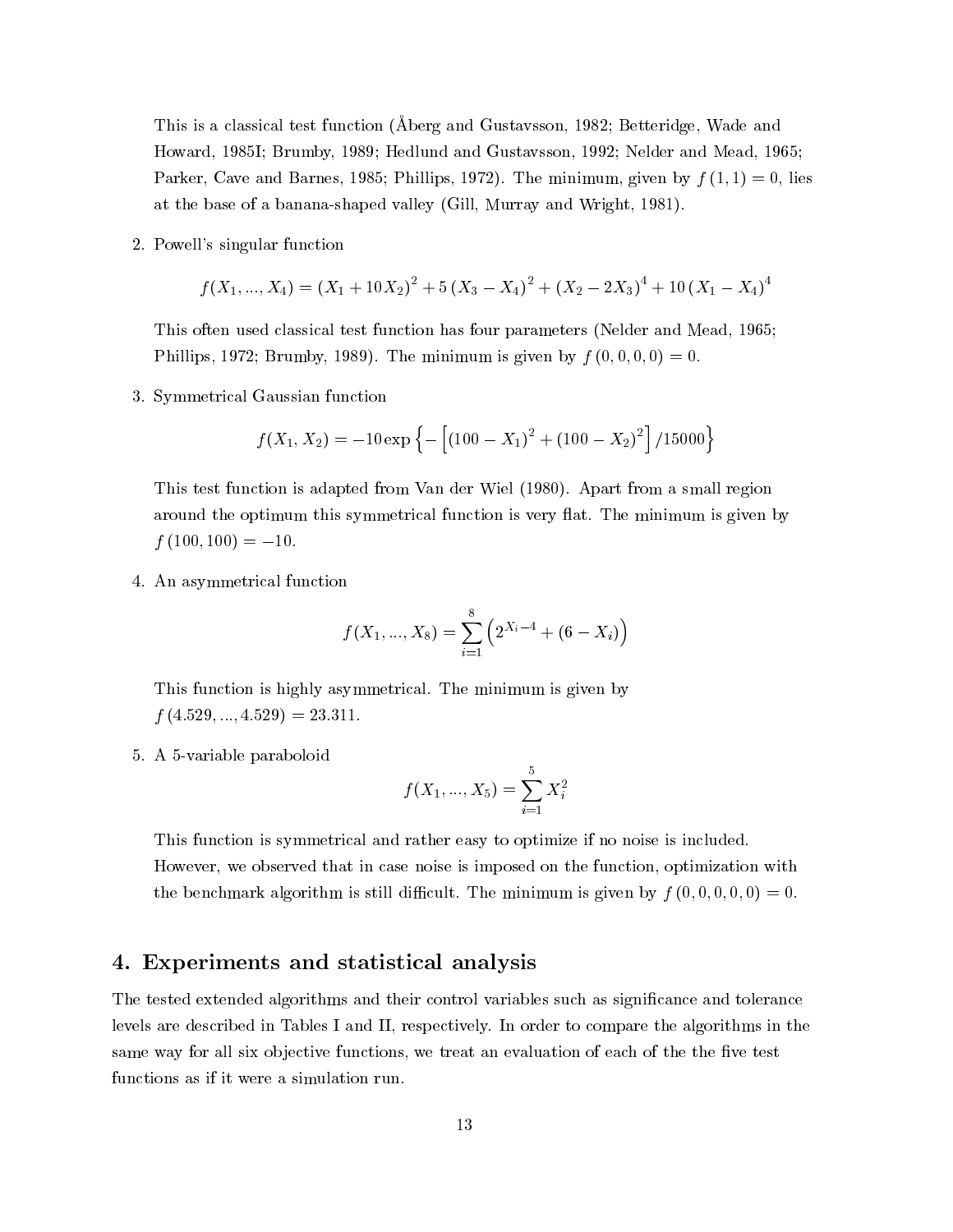This is a classical test function (Åberg and Gustavsson, 1982; Betteridge, Wade and Howard, 1985I; Brumby, 1989; Hedlund and Gustavsson, 1992; Nelder and Mead, 1965; Parker, Cave and Barnes, 1985; Phillips, 1972). The minimum, given by $f(1,1) = 0$, lies at the base of a banana-shaped valley (Gill, Murray and Wright, 1981).

2. Powell's singular function

$$f(X_1, ..., X_4) = (X_1 + 10X_2)^2 + 5(X_3 - X_4)^2 + (X_2 - 2X_3)^4 + 10(X_1 - X_4)^4$$

This often used classical test function has four parameters (Nelder and Mead, 1965; Phillips, 1972; Brumby, 1989). The minimum is given by $f(0,0,0,0) = 0$.

3. Symmetrical Gaussian function

$$f(X_1, X_2) = -10 \exp\left\{-\left[(100 - X_1)^2 + (100 - X_2)^2\right]/15000\right\}$$

This test function is adapted from Van der Wiel (1980). Apart from a small region around the optimum this symmetrical function is very flat. The minimum is given by $f(100, 100) = -10$.

4. An asymmetrical function

$$f(X_1, ..., X_8) = \sum_{i=1}^{8} \left(2^{X_i - 4} + (6 - X_i)\right)$$

This function is highly asymmetrical. The minimum is given by $f(4.529, ..., 4.529) = 23.311$.

5. A 5-variable paraboloid

$$f(X_1, ..., X_5) = \sum_{i=1}^{5} X_i^2$$

This function is symmetrical and rather easy to optimize if no noise is included. However, we observed that in case noise is imposed on the function, optimization with the benchmark algorithm is still difficult. The minimum is given by $f(0,0,0,0,0) = 0$.

## 4. Experiments and statistical analysis

The tested extended algorithms and their control variables such as significance and tolerance levels are described in Tables I and II, respectively. In order to compare the algorithms in the same way for all six objective functions, we treat an evaluation of each of the the five test functions as if it were a simulation run.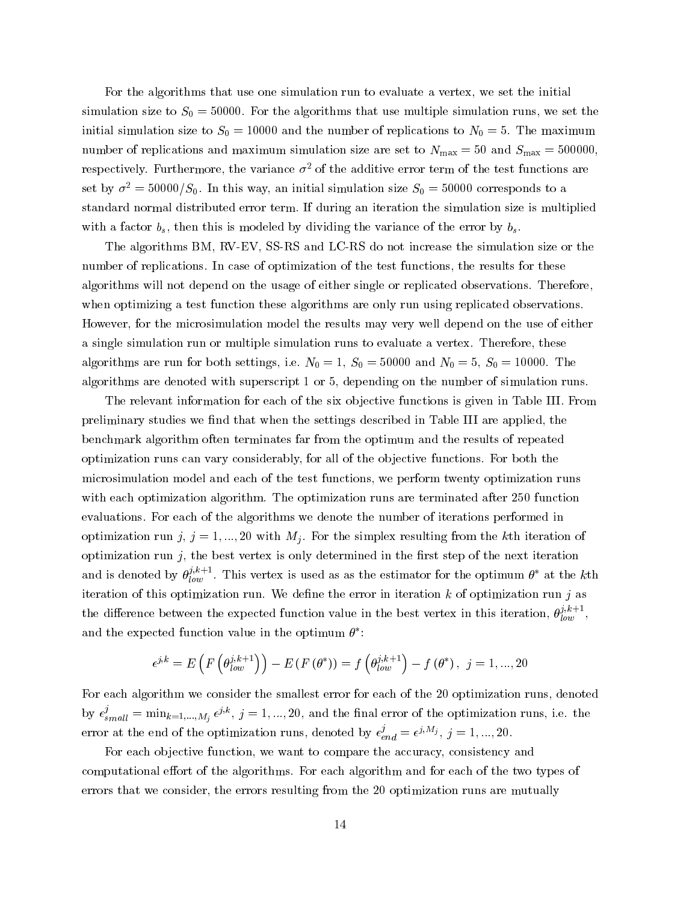For the algorithms that use one simulation run to evaluate a vertex, we set the initial simulation size to $S_0 = 50000$. For the algorithms that use multiple simulation runs, we set the initial simulation size to $S_0 = 10000$ and the number of replications to $N_0 = 5$. The maximum number of replications and maximum simulation size are set to $N_{\max} = 50$ and $S_{\max} = 500000$, respectively. Furthermore, the variance $\sigma^2$ of the additive error term of the test functions are set by $\sigma^2 = 50000/S_0$. In this way, an initial simulation size $S_0 = 50000$ corresponds to a standard normal distributed error term. If during an iteration the simulation size is multiplied with a factor $b_s$, then this is modeled by dividing the variance of the error by $b_s$.

The algorithms BM, RV-EV, SS-RS and LC-RS do not increase the simulation size or the number of replications. In case of optimization of the test functions, the results for these algorithms will not depend on the usage of either single or replicated observations. Therefore, when optimizing a test function these algorithms are only run using replicated observations. However, for the microsimulation model the results may very well depend on the use of either a single simulation run or multiple simulation runs to evaluate a vertex. Therefore, these algorithms are run for both settings, i.e. $N_0 = 1$, $S_0 = 50000$ and $N_0 = 5$, $S_0 = 10000$. The algorithms are denoted with superscript 1 or 5, depending on the number of simulation runs.

The relevant information for each of the six objective functions is given in Table III. From preliminary studies we find that when the settings described in Table III are applied, the benchmark algorithm often terminates far from the optimum and the results of repeated optimization runs can vary considerably, for all of the objective functions. For both the microsimulation model and each of the test functions, we perform twenty optimization runs with each optimization algorithm. The optimization runs are terminated after 250 function evaluations. For each of the algorithms we denote the number of iterations performed in optimization run $j$, $j = 1, ..., 20$ with $M_j$. For the simplex resulting from the $k$th iteration of optimization run $j$, the best vertex is only determined in the first step of the next iteration and is denoted by $\theta_{low}^{j,k+1}$. This vertex is used as as the estimator for the optimum $\theta^*$ at the $k$th iteration of this optimization run. We define the error in iteration $k$ of optimization run $j$ as the difference between the expected function value in the best vertex in this iteration, $\theta_{low}^{j,k+1}$, and the expected function value in the optimum $\theta^*$:

$$\epsilon^{j,k} = E\left(F\left(\theta_{low}^{j,k+1}\right)\right) - E\left(F\left(\theta^*\right)\right) = f\left(\theta_{low}^{j,k+1}\right) - f\left(\theta^*\right), \ j = 1, ..., 20$$

For each algorithm we consider the smallest error for each of the 20 optimization runs, denoted by $\epsilon_{small}^{j} = \min_{k=1,...,M_j} \epsilon^{j,k}$, $j = 1, ..., 20$, and the final error of the optimization runs, i.e. the error at the end of the optimization runs, denoted by $\epsilon_{end}^{j} = \epsilon^{j,M_j}$, $j = 1, ..., 20$.

For each objective function, we want to compare the accuracy, consistency and computational effort of the algorithms. For each algorithm and for each of the two types of errors that we consider, the errors resulting from the 20 optimization runs are mutually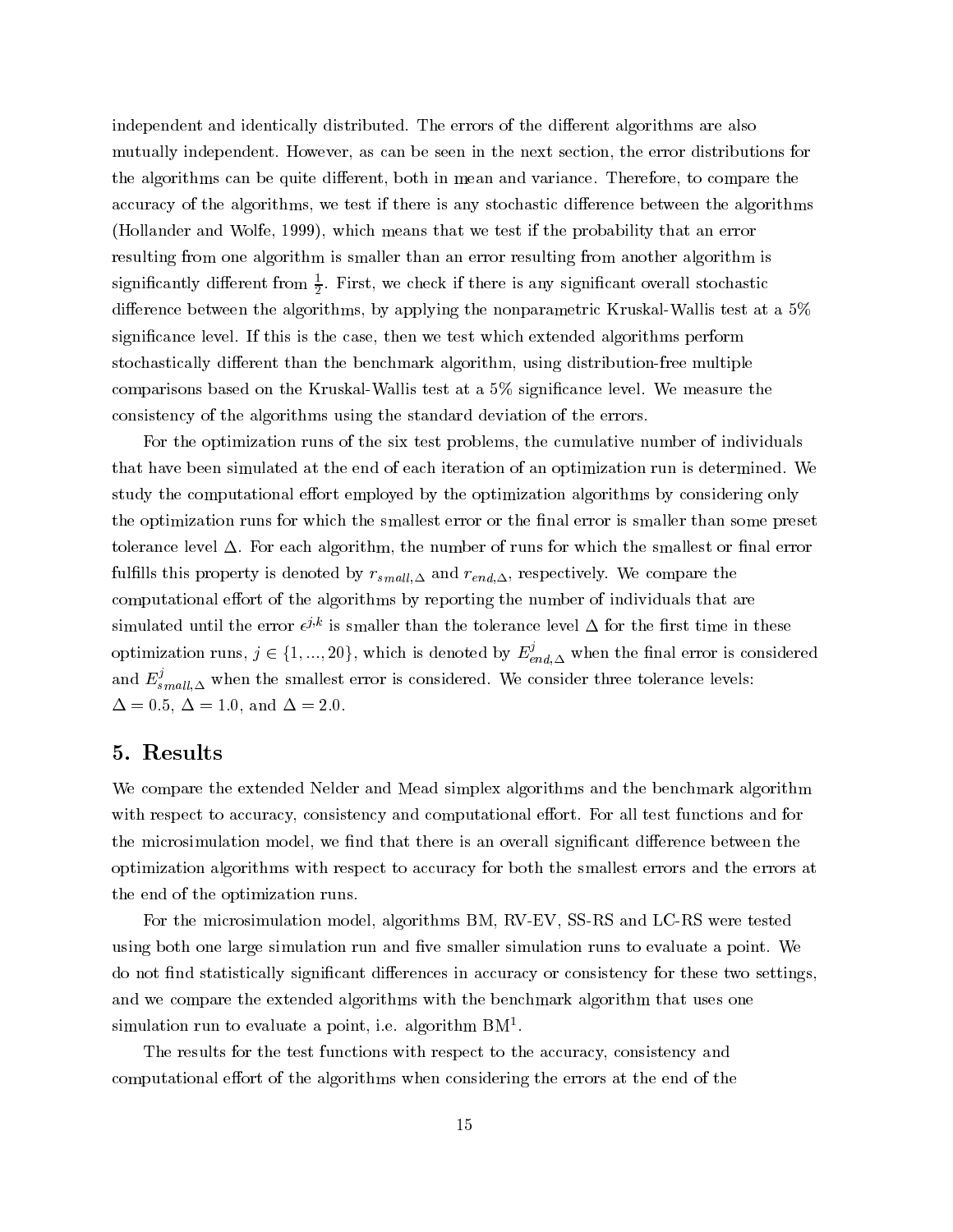independent and identically distributed. The errors of the different algorithms are also mutually independent. However, as can be seen in the next section, the error distributions for the algorithms can be quite different, both in mean and variance. Therefore, to compare the accuracy of the algorithms, we test if there is any stochastic difference between the algorithms (Hollander and Wolfe, 1999), which means that we test if the probability that an error resulting from one algorithm is smaller than an error resulting from another algorithm is significantly different from $\frac{1}{2}$. First, we check if there is any significant overall stochastic difference between the algorithms, by applying the nonparametric Kruskal-Wallis test at a 5% significance level. If this is the case, then we test which extended algorithms perform stochastically different than the benchmark algorithm, using distribution-free multiple comparisons based on the Kruskal-Wallis test at a 5% significance level. We measure the consistency of the algorithms using the standard deviation of the errors.

For the optimization runs of the six test problems, the cumulative number of individuals that have been simulated at the end of each iteration of an optimization run is determined. We study the computational effort employed by the optimization algorithms by considering only the optimization runs for which the smallest error or the final error is smaller than some preset tolerance level $\Delta$. For each algorithm, the number of runs for which the smallest or final error fulfills this property is denoted by $r_{small,\Delta}$ and $r_{end,\Delta}$, respectively. We compare the computational effort of the algorithms by reporting the number of individuals that are simulated until the error $\epsilon^{j,k}$ is smaller than the tolerance level $\Delta$ for the first time in these optimization runs, $j \in \{1, ..., 20\}$, which is denoted by $E^{j}_{end,\Delta}$ when the final error is considered and $E^{j}_{small,\Delta}$ when the smallest error is considered. We consider three tolerance levels: $\Delta = 0.5$, $\Delta = 1.0$, and $\Delta = 2.0$.

## 5. Results

We compare the extended Nelder and Mead simplex algorithms and the benchmark algorithm with respect to accuracy, consistency and computational effort. For all test functions and for the microsimulation model, we find that there is an overall significant difference between the optimization algorithms with respect to accuracy for both the smallest errors and the errors at the end of the optimization runs.

For the microsimulation model, algorithms BM, RV-EV, SS-RS and LC-RS were tested using both one large simulation run and five smaller simulation runs to evaluate a point. We do not find statistically significant differences in accuracy or consistency for these two settings, and we compare the extended algorithms with the benchmark algorithm that uses one simulation run to evaluate a point, i.e. algorithm $\text{BM}^1$.

The results for the test functions with respect to the accuracy, consistency and computational effort of the algorithms when considering the errors at the end of the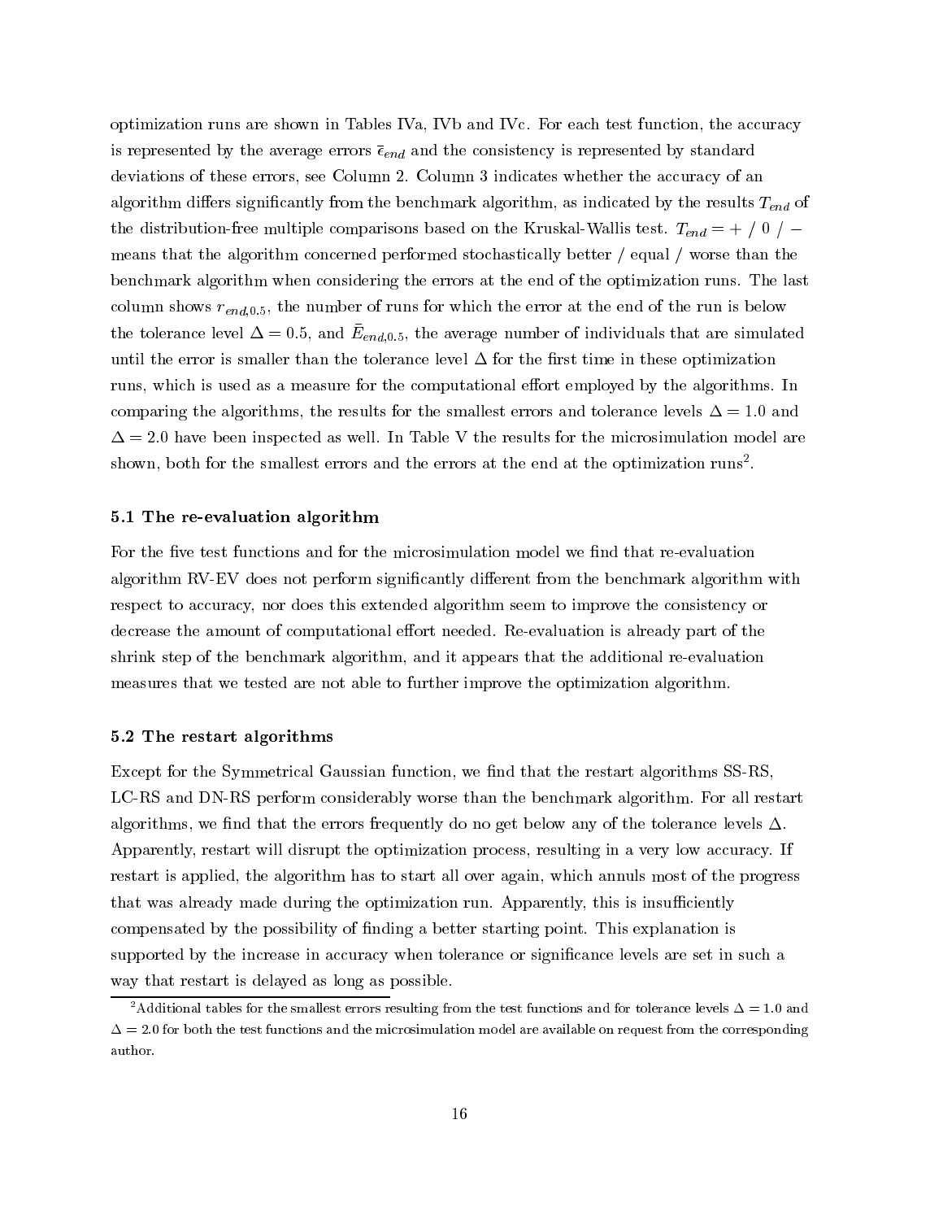optimization runs are shown in Tables IVa, IVb and IVc. For each test function, the accuracy is represented by the average errors $\bar{\epsilon}_{end}$ and the consistency is represented by standard deviations of these errors, see Column 2. Column 3 indicates whether the accuracy of an algorithm differs significantly from the benchmark algorithm, as indicated by the results $T_{end}$ of the distribution-free multiple comparisons based on the Kruskal-Wallis test. $T_{end} = + \;/\; 0 \;/\; -$ means that the algorithm concerned performed stochastically better / equal / worse than the benchmark algorithm when considering the errors at the end of the optimization runs. The last column shows $r_{end,0.5}$, the number of runs for which the error at the end of the run is below the tolerance level $\Delta = 0.5$, and $\bar{E}_{end,0.5}$, the average number of individuals that are simulated until the error is smaller than the tolerance level $\Delta$ for the first time in these optimization runs, which is used as a measure for the computational effort employed by the algorithms. In comparing the algorithms, the results for the smallest errors and tolerance levels $\Delta = 1.0$ and $\Delta = 2.0$ have been inspected as well. In Table V the results for the microsimulation model are shown, both for the smallest errors and the errors at the end at the optimization runs[2].

### 5.1 The re-evaluation algorithm

For the five test functions and for the microsimulation model we find that re-evaluation algorithm RV-EV does not perform significantly different from the benchmark algorithm with respect to accuracy, nor does this extended algorithm seem to improve the consistency or decrease the amount of computational effort needed. Re-evaluation is already part of the shrink step of the benchmark algorithm, and it appears that the additional re-evaluation measures that we tested are not able to further improve the optimization algorithm.

### 5.2 The restart algorithms

Except for the Symmetrical Gaussian function, we find that the restart algorithms SS-RS, LC-RS and DN-RS perform considerably worse than the benchmark algorithm. For all restart algorithms, we find that the errors frequently do no get below any of the tolerance levels $\Delta$. Apparently, restart will disrupt the optimization process, resulting in a very low accuracy. If restart is applied, the algorithm has to start all over again, which annuls most of the progress that was already made during the optimization run. Apparently, this is insufficiently compensated by the possibility of finding a better starting point. This explanation is supported by the increase in accuracy when tolerance or significance levels are set in such a way that restart is delayed as long as possible.

[2] Additional tables for the smallest errors resulting from the test functions and for tolerance levels $\Delta = 1.0$ and $\Delta = 2.0$ for both the test functions and the microsimulation model are available on request from the corresponding author.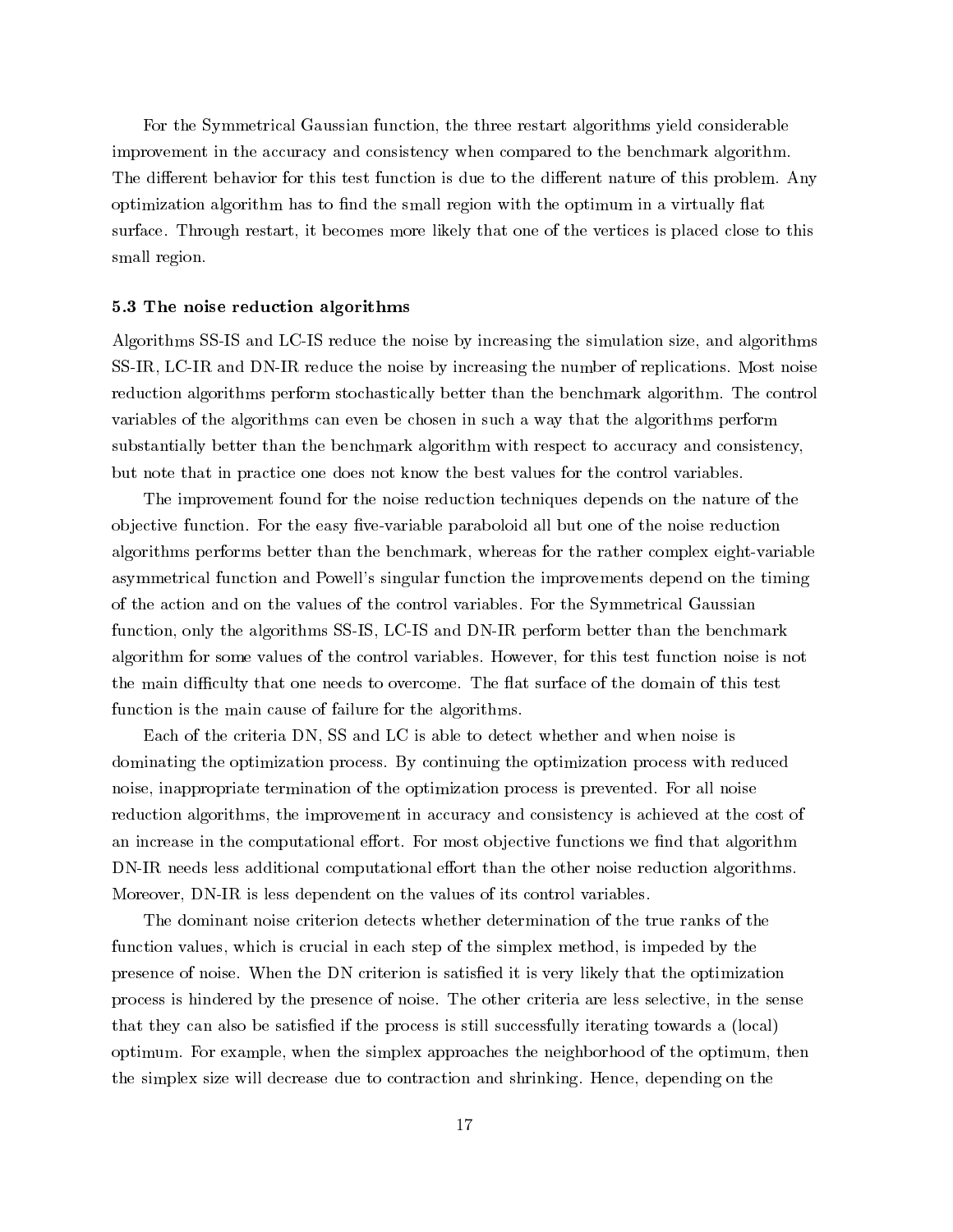For the Symmetrical Gaussian function, the three restart algorithms yield considerable improvement in the accuracy and consistency when compared to the benchmark algorithm. The different behavior for this test function is due to the different nature of this problem. Any optimization algorithm has to find the small region with the optimum in a virtually flat surface. Through restart, it becomes more likely that one of the vertices is placed close to this small region.

### 5.3 The noise reduction algorithms

Algorithms SS-IS and LC-IS reduce the noise by increasing the simulation size, and algorithms SS-IR, LC-IR and DN-IR reduce the noise by increasing the number of replications. Most noise reduction algorithms perform stochastically better than the benchmark algorithm. The control variables of the algorithms can even be chosen in such a way that the algorithms perform substantially better than the benchmark algorithm with respect to accuracy and consistency, but note that in practice one does not know the best values for the control variables.

The improvement found for the noise reduction techniques depends on the nature of the objective function. For the easy five-variable paraboloid all but one of the noise reduction algorithms performs better than the benchmark, whereas for the rather complex eight-variable asymmetrical function and Powell's singular function the improvements depend on the timing of the action and on the values of the control variables. For the Symmetrical Gaussian function, only the algorithms SS-IS, LC-IS and DN-IR perform better than the benchmark algorithm for some values of the control variables. However, for this test function noise is not the main difficulty that one needs to overcome. The flat surface of the domain of this test function is the main cause of failure for the algorithms.

Each of the criteria DN, SS and LC is able to detect whether and when noise is dominating the optimization process. By continuing the optimization process with reduced noise, inappropriate termination of the optimization process is prevented. For all noise reduction algorithms, the improvement in accuracy and consistency is achieved at the cost of an increase in the computational effort. For most objective functions we find that algorithm DN-IR needs less additional computational effort than the other noise reduction algorithms. Moreover, DN-IR is less dependent on the values of its control variables.

The dominant noise criterion detects whether determination of the true ranks of the function values, which is crucial in each step of the simplex method, is impeded by the presence of noise. When the DN criterion is satisfied it is very likely that the optimization process is hindered by the presence of noise. The other criteria are less selective, in the sense that they can also be satisfied if the process is still successfully iterating towards a (local) optimum. For example, when the simplex approaches the neighborhood of the optimum, then the simplex size will decrease due to contraction and shrinking. Hence, depending on the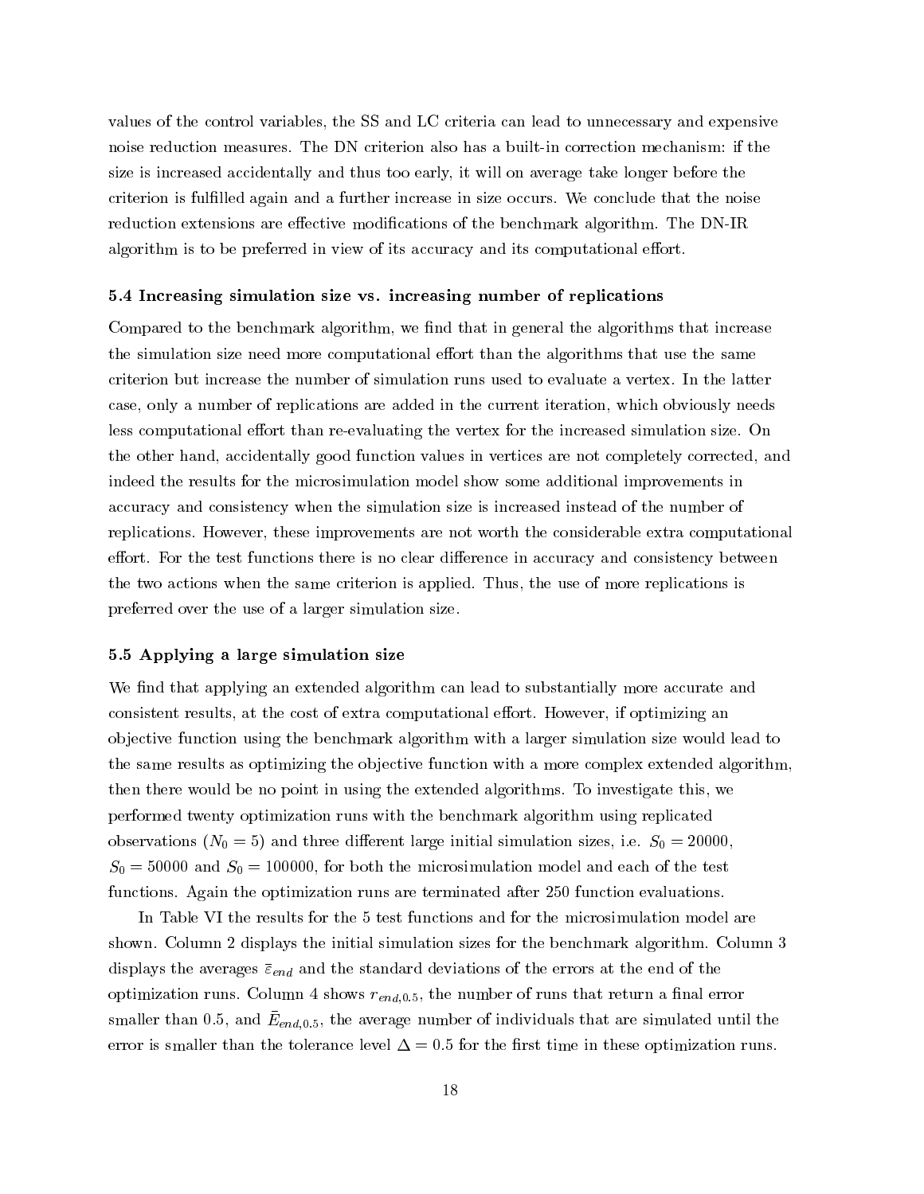values of the control variables, the SS and LC criteria can lead to unnecessary and expensive noise reduction measures. The DN criterion also has a built-in correction mechanism: if the size is increased accidentally and thus too early, it will on average take longer before the criterion is fulfilled again and a further increase in size occurs. We conclude that the noise reduction extensions are effective modifications of the benchmark algorithm. The DN-IR algorithm is to be preferred in view of its accuracy and its computational effort.

### 5.4 Increasing simulation size vs. increasing number of replications

Compared to the benchmark algorithm, we find that in general the algorithms that increase the simulation size need more computational effort than the algorithms that use the same criterion but increase the number of simulation runs used to evaluate a vertex. In the latter case, only a number of replications are added in the current iteration, which obviously needs less computational effort than re-evaluating the vertex for the increased simulation size. On the other hand, accidentally good function values in vertices are not completely corrected, and indeed the results for the microsimulation model show some additional improvements in accuracy and consistency when the simulation size is increased instead of the number of replications. However, these improvements are not worth the considerable extra computational effort. For the test functions there is no clear difference in accuracy and consistency between the two actions when the same criterion is applied. Thus, the use of more replications is preferred over the use of a larger simulation size.

### 5.5 Applying a large simulation size

We find that applying an extended algorithm can lead to substantially more accurate and consistent results, at the cost of extra computational effort. However, if optimizing an objective function using the benchmark algorithm with a larger simulation size would lead to the same results as optimizing the objective function with a more complex extended algorithm, then there would be no point in using the extended algorithms. To investigate this, we performed twenty optimization runs with the benchmark algorithm using replicated observations ($N_0 = 5$) and three different large initial simulation sizes, i.e. $S_0 = 20000$, $S_0 = 50000$ and $S_0 = 100000$, for both the microsimulation model and each of the test functions. Again the optimization runs are terminated after 250 function evaluations.

In Table VI the results for the 5 test functions and for the microsimulation model are shown. Column 2 displays the initial simulation sizes for the benchmark algorithm. Column 3 displays the averages $\bar{\varepsilon}_{end}$ and the standard deviations of the errors at the end of the optimization runs. Column 4 shows $r_{end,0.5}$, the number of runs that return a final error smaller than 0.5, and $\bar{E}_{end,0.5}$, the average number of individuals that are simulated until the error is smaller than the tolerance level $\Delta = 0.5$ for the first time in these optimization runs.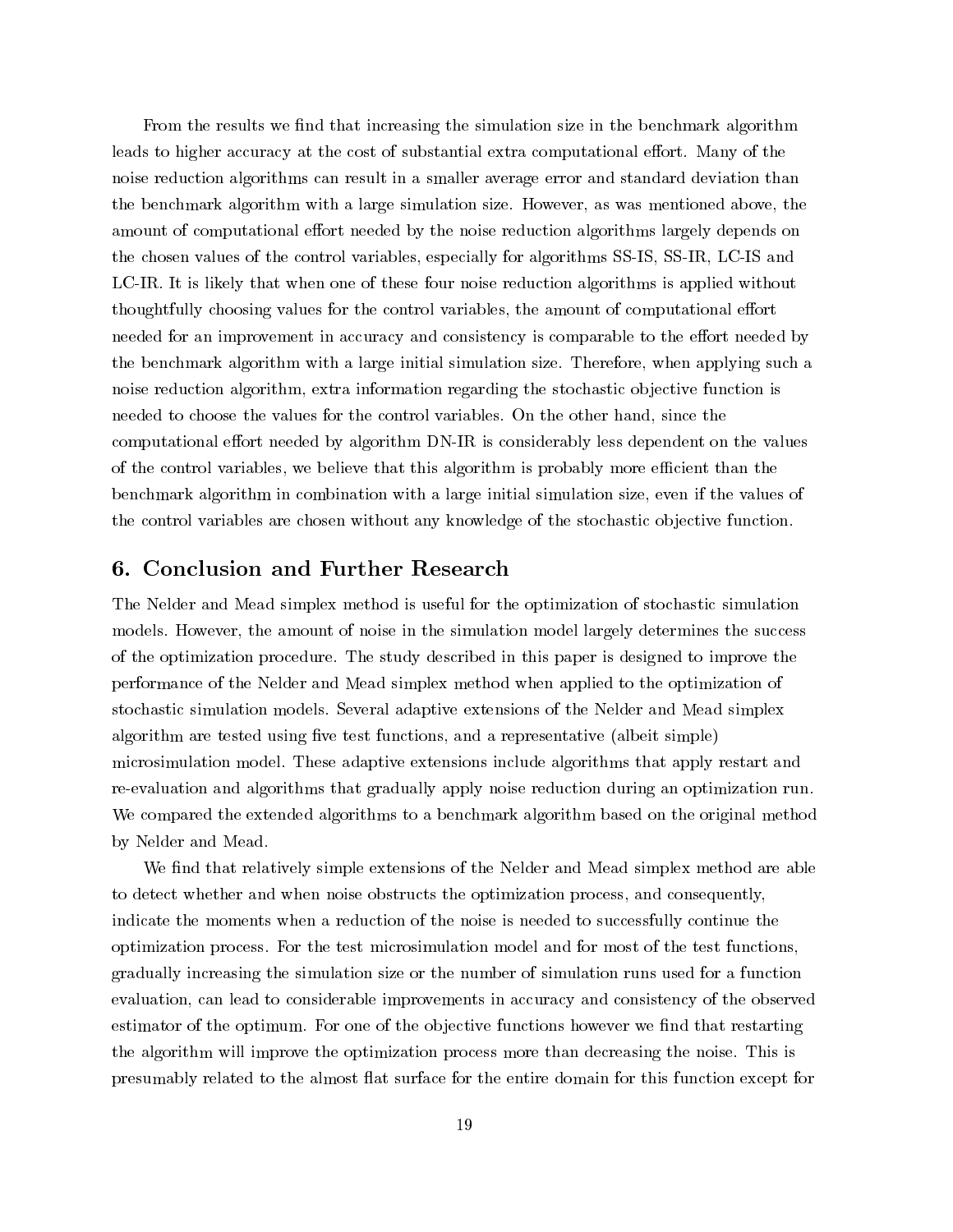From the results we find that increasing the simulation size in the benchmark algorithm leads to higher accuracy at the cost of substantial extra computational effort. Many of the noise reduction algorithms can result in a smaller average error and standard deviation than the benchmark algorithm with a large simulation size. However, as was mentioned above, the amount of computational effort needed by the noise reduction algorithms largely depends on the chosen values of the control variables, especially for algorithms SS-IS, SS-IR, LC-IS and LC-IR. It is likely that when one of these four noise reduction algorithms is applied without thoughtfully choosing values for the control variables, the amount of computational effort needed for an improvement in accuracy and consistency is comparable to the effort needed by the benchmark algorithm with a large initial simulation size. Therefore, when applying such a noise reduction algorithm, extra information regarding the stochastic objective function is needed to choose the values for the control variables. On the other hand, since the computational effort needed by algorithm DN-IR is considerably less dependent on the values of the control variables, we believe that this algorithm is probably more efficient than the benchmark algorithm in combination with a large initial simulation size, even if the values of the control variables are chosen without any knowledge of the stochastic objective function.

## 6. Conclusion and Further Research

The Nelder and Mead simplex method is useful for the optimization of stochastic simulation models. However, the amount of noise in the simulation model largely determines the success of the optimization procedure. The study described in this paper is designed to improve the performance of the Nelder and Mead simplex method when applied to the optimization of stochastic simulation models. Several adaptive extensions of the Nelder and Mead simplex algorithm are tested using five test functions, and a representative (albeit simple) microsimulation model. These adaptive extensions include algorithms that apply restart and re-evaluation and algorithms that gradually apply noise reduction during an optimization run. We compared the extended algorithms to a benchmark algorithm based on the original method by Nelder and Mead.

We find that relatively simple extensions of the Nelder and Mead simplex method are able to detect whether and when noise obstructs the optimization process, and consequently, indicate the moments when a reduction of the noise is needed to successfully continue the optimization process. For the test microsimulation model and for most of the test functions, gradually increasing the simulation size or the number of simulation runs used for a function evaluation, can lead to considerable improvements in accuracy and consistency of the observed estimator of the optimum. For one of the objective functions however we find that restarting the algorithm will improve the optimization process more than decreasing the noise. This is presumably related to the almost flat surface for the entire domain for this function except for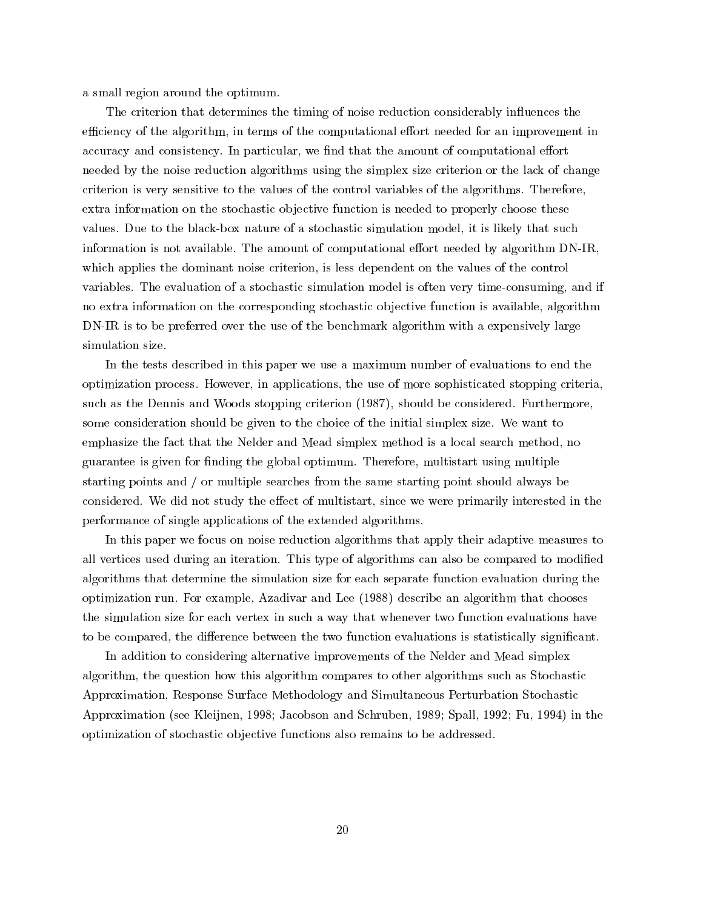a small region around the optimum.

The criterion that determines the timing of noise reduction considerably influences the efficiency of the algorithm, in terms of the computational effort needed for an improvement in accuracy and consistency. In particular, we find that the amount of computational effort needed by the noise reduction algorithms using the simplex size criterion or the lack of change criterion is very sensitive to the values of the control variables of the algorithms. Therefore, extra information on the stochastic objective function is needed to properly choose these values. Due to the black-box nature of a stochastic simulation model, it is likely that such information is not available. The amount of computational effort needed by algorithm DN-IR, which applies the dominant noise criterion, is less dependent on the values of the control variables. The evaluation of a stochastic simulation model is often very time-consuming, and if no extra information on the corresponding stochastic objective function is available, algorithm DN-IR is to be preferred over the use of the benchmark algorithm with a expensively large simulation size.

In the tests described in this paper we use a maximum number of evaluations to end the optimization process. However, in applications, the use of more sophisticated stopping criteria, such as the Dennis and Woods stopping criterion (1987), should be considered. Furthermore, some consideration should be given to the choice of the initial simplex size. We want to emphasize the fact that the Nelder and Mead simplex method is a local search method, no guarantee is given for finding the global optimum. Therefore, multistart using multiple starting points and / or multiple searches from the same starting point should always be considered. We did not study the effect of multistart, since we were primarily interested in the performance of single applications of the extended algorithms.

In this paper we focus on noise reduction algorithms that apply their adaptive measures to all vertices used during an iteration. This type of algorithms can also be compared to modified algorithms that determine the simulation size for each separate function evaluation during the optimization run. For example, Azadivar and Lee (1988) describe an algorithm that chooses the simulation size for each vertex in such a way that whenever two function evaluations have to be compared, the difference between the two function evaluations is statistically significant.

In addition to considering alternative improvements of the Nelder and Mead simplex algorithm, the question how this algorithm compares to other algorithms such as Stochastic Approximation, Response Surface Methodology and Simultaneous Perturbation Stochastic Approximation (see Kleijnen, 1998; Jacobson and Schruben, 1989; Spall, 1992; Fu, 1994) in the optimization of stochastic objective functions also remains to be addressed.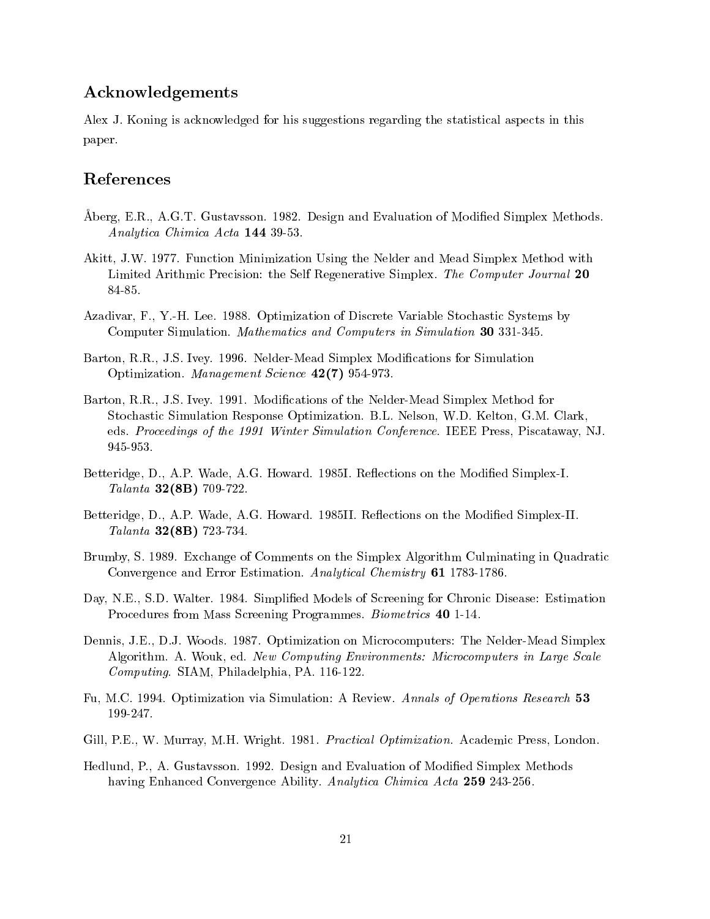## Acknowledgements

Alex J. Koning is acknowledged for his suggestions regarding the statistical aspects in this paper.

## References

Åberg, E.R., A.G.T. Gustavsson. 1982. Design and Evaluation of Modified Simplex Methods. *Analytica Chimica Acta* **144** 39-53.

Akitt, J.W. 1977. Function Minimization Using the Nelder and Mead Simplex Method with Limited Arithmic Precision: the Self Regenerative Simplex. *The Computer Journal* **20** 84-85.

Azadivar, F., Y.-H. Lee. 1988. Optimization of Discrete Variable Stochastic Systems by Computer Simulation. *Mathematics and Computers in Simulation* **30** 331-345.

Barton, R.R., J.S. Ivey. 1996. Nelder-Mead Simplex Modifications for Simulation Optimization. *Management Science* **42(7)** 954-973.

Barton, R.R., J.S. Ivey. 1991. Modifications of the Nelder-Mead Simplex Method for Stochastic Simulation Response Optimization. B.L. Nelson, W.D. Kelton, G.M. Clark, eds. *Proceedings of the 1991 Winter Simulation Conference.* IEEE Press, Piscataway, NJ. 945-953.

Betteridge, D., A.P. Wade, A.G. Howard. 1985I. Reflections on the Modified Simplex-I. *Talanta* **32(8B)** 709-722.

Betteridge, D., A.P. Wade, A.G. Howard. 1985II. Reflections on the Modified Simplex-II. *Talanta* **32(8B)** 723-734.

Brumby, S. 1989. Exchange of Comments on the Simplex Algorithm Culminating in Quadratic Convergence and Error Estimation. *Analytical Chemistry* **61** 1783-1786.

Day, N.E., S.D. Walter. 1984. Simplified Models of Screening for Chronic Disease: Estimation Procedures from Mass Screening Programmes. *Biometrics* **40** 1-14.

Dennis, J.E., D.J. Woods. 1987. Optimization on Microcomputers: The Nelder-Mead Simplex Algorithm. A. Wouk, ed. *New Computing Environments: Microcomputers in Large Scale Computing*. SIAM, Philadelphia, PA. 116-122.

Fu, M.C. 1994. Optimization via Simulation: A Review. *Annals of Operations Research* **53** 199-247.

Gill, P.E., W. Murray, M.H. Wright. 1981. *Practical Optimization.* Academic Press, London.

Hedlund, P., A. Gustavsson. 1992. Design and Evaluation of Modified Simplex Methods having Enhanced Convergence Ability. *Analytica Chimica Acta* **259** 243-256.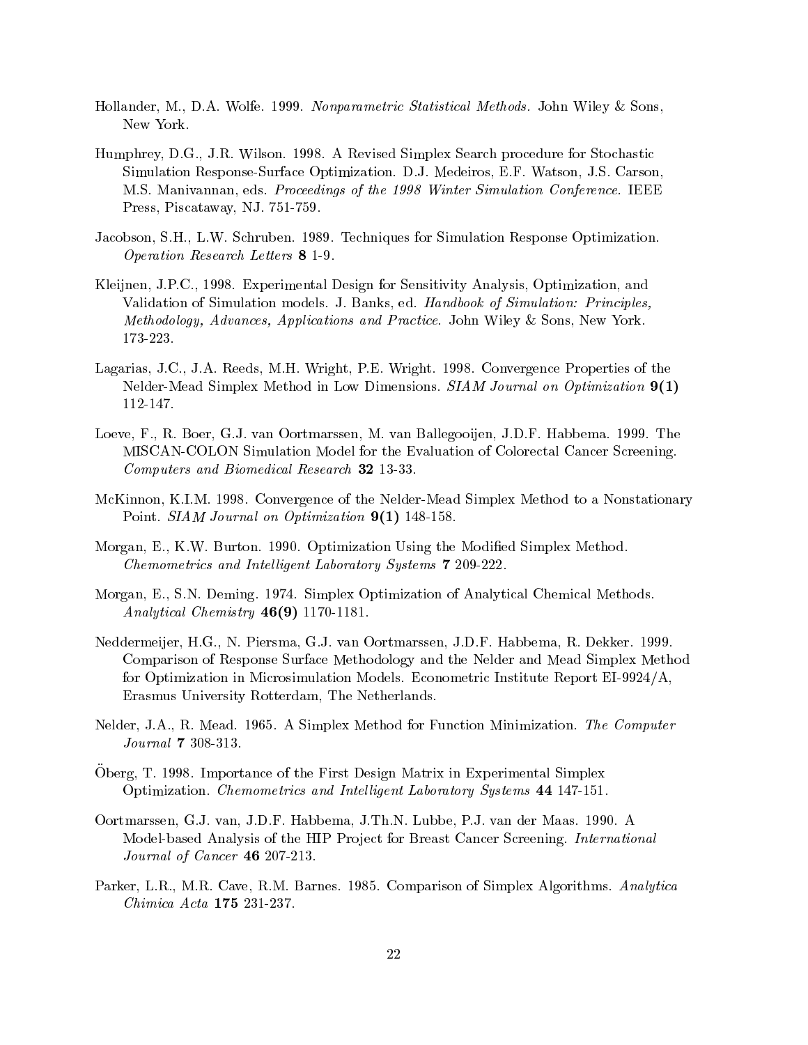Hollander, M., D.A. Wolfe. 1999. *Nonparametric Statistical Methods.* John Wiley & Sons, New York.

Humphrey, D.G., J.R. Wilson. 1998. A Revised Simplex Search procedure for Stochastic Simulation Response-Surface Optimization. D.J. Medeiros, E.F. Watson, J.S. Carson, M.S. Manivannan, eds. *Proceedings of the 1998 Winter Simulation Conference.* IEEE Press, Piscataway, NJ. 751-759.

Jacobson, S.H., L.W. Schruben. 1989. Techniques for Simulation Response Optimization. *Operation Research Letters* **8** 1-9.

Kleijnen, J.P.C., 1998. Experimental Design for Sensitivity Analysis, Optimization, and Validation of Simulation models. J. Banks, ed. *Handbook of Simulation: Principles, Methodology, Advances, Applications and Practice.* John Wiley & Sons, New York. 173-223.

Lagarias, J.C., J.A. Reeds, M.H. Wright, P.E. Wright. 1998. Convergence Properties of the Nelder-Mead Simplex Method in Low Dimensions. *SIAM Journal on Optimization* **9(1)** 112-147.

Loeve, F., R. Boer, G.J. van Oortmarssen, M. van Ballegooijen, J.D.F. Habbema. 1999. The MISCAN-COLON Simulation Model for the Evaluation of Colorectal Cancer Screening. *Computers and Biomedical Research* **32** 13-33.

McKinnon, K.I.M. 1998. Convergence of the Nelder-Mead Simplex Method to a Nonstationary Point. *SIAM Journal on Optimization* **9(1)** 148-158.

Morgan, E., K.W. Burton. 1990. Optimization Using the Modified Simplex Method. *Chemometrics and Intelligent Laboratory Systems* **7** 209-222.

Morgan, E., S.N. Deming. 1974. Simplex Optimization of Analytical Chemical Methods. *Analytical Chemistry* **46(9)** 1170-1181.

Neddermeijer, H.G., N. Piersma, G.J. van Oortmarssen, J.D.F. Habbema, R. Dekker. 1999. Comparison of Response Surface Methodology and the Nelder and Mead Simplex Method for Optimization in Microsimulation Models. Econometric Institute Report EI-9924/A, Erasmus University Rotterdam, The Netherlands.

Nelder, J.A., R. Mead. 1965. A Simplex Method for Function Minimization. *The Computer Journal* **7** 308-313.

Öberg, T. 1998. Importance of the First Design Matrix in Experimental Simplex Optimization. *Chemometrics and Intelligent Laboratory Systems* **44** 147-151.

Oortmarssen, G.J. van, J.D.F. Habbema, J.Th.N. Lubbe, P.J. van der Maas. 1990. A Model-based Analysis of the HIP Project for Breast Cancer Screening. *International Journal of Cancer* **46** 207-213.

Parker, L.R., M.R. Cave, R.M. Barnes. 1985. Comparison of Simplex Algorithms. *Analytica Chimica Acta* **175** 231-237.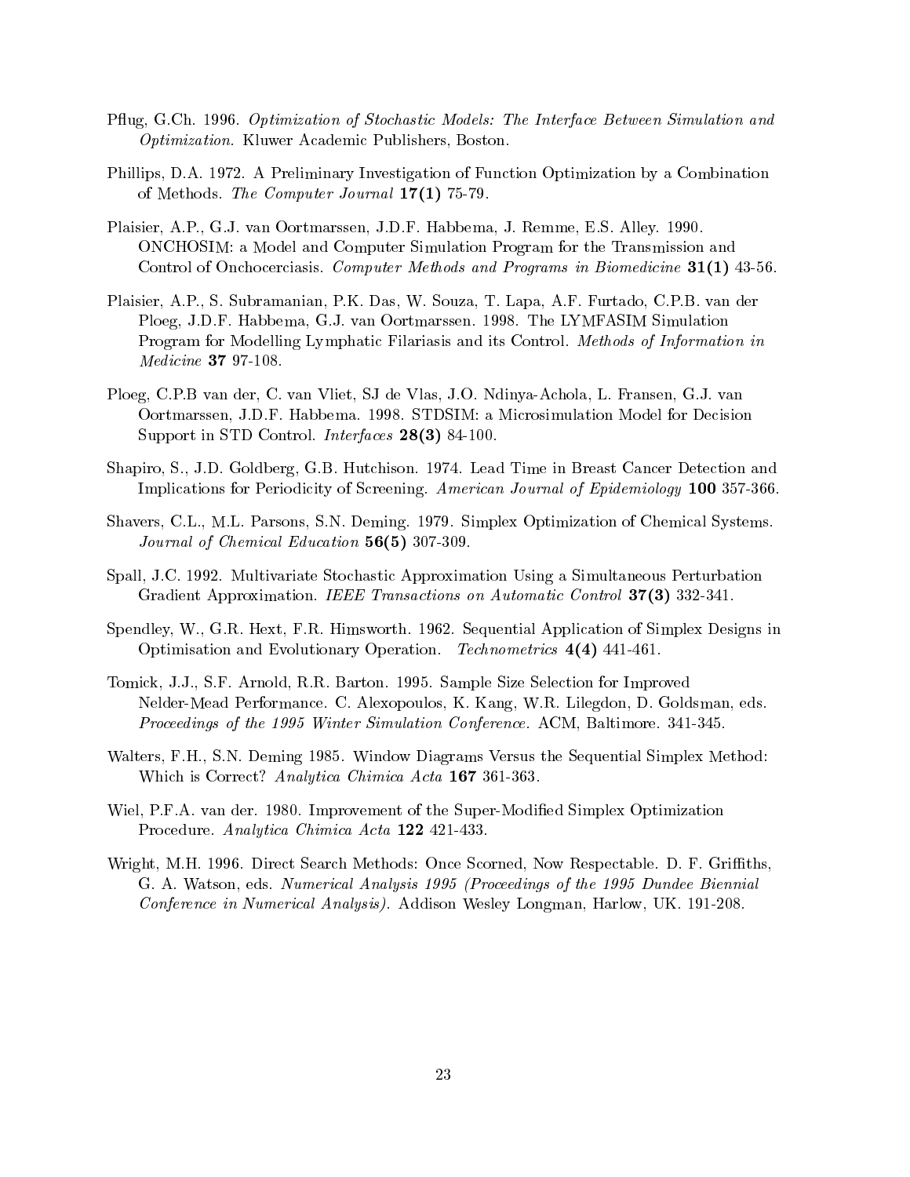Pflug, G.Ch. 1996. *Optimization of Stochastic Models: The Interface Between Simulation and Optimization.* Kluwer Academic Publishers, Boston.

Phillips, D.A. 1972. A Preliminary Investigation of Function Optimization by a Combination of Methods. *The Computer Journal* **17(1)** 75-79.

Plaisier, A.P., G.J. van Oortmarssen, J.D.F. Habbema, J. Remme, E.S. Alley. 1990. ONCHOSIM: a Model and Computer Simulation Program for the Transmission and Control of Onchocerciasis. *Computer Methods and Programs in Biomedicine* **31(1)** 43-56.

Plaisier, A.P., S. Subramanian, P.K. Das, W. Souza, T. Lapa, A.F. Furtado, C.P.B. van der Ploeg, J.D.F. Habbema, G.J. van Oortmarssen. 1998. The LYMFASIM Simulation Program for Modelling Lymphatic Filariasis and its Control. *Methods of Information in Medicine* **37** 97-108.

Ploeg, C.P.B van der, C. van Vliet, SJ de Vlas, J.O. Ndinya-Achola, L. Fransen, G.J. van Oortmarssen, J.D.F. Habbema. 1998. STDSIM: a Microsimulation Model for Decision Support in STD Control. *Interfaces* **28(3)** 84-100.

Shapiro, S., J.D. Goldberg, G.B. Hutchison. 1974. Lead Time in Breast Cancer Detection and Implications for Periodicity of Screening. *American Journal of Epidemiology* **100** 357-366.

Shavers, C.L., M.L. Parsons, S.N. Deming. 1979. Simplex Optimization of Chemical Systems. *Journal of Chemical Education* **56(5)** 307-309.

Spall, J.C. 1992. Multivariate Stochastic Approximation Using a Simultaneous Perturbation Gradient Approximation. *IEEE Transactions on Automatic Control* **37(3)** 332-341.

Spendley, W., G.R. Hext, F.R. Himsworth. 1962. Sequential Application of Simplex Designs in Optimisation and Evolutionary Operation. *Technometrics* **4(4)** 441-461.

Tomick, J.J., S.F. Arnold, R.R. Barton. 1995. Sample Size Selection for Improved Nelder-Mead Performance. C. Alexopoulos, K. Kang, W.R. Lilegdon, D. Goldsman, eds. *Proceedings of the 1995 Winter Simulation Conference.* ACM, Baltimore. 341-345.

Walters, F.H., S.N. Deming 1985. Window Diagrams Versus the Sequential Simplex Method: Which is Correct? *Analytica Chimica Acta* **167** 361-363.

Wiel, P.F.A. van der. 1980. Improvement of the Super-Modified Simplex Optimization Procedure. *Analytica Chimica Acta* **122** 421-433.

Wright, M.H. 1996. Direct Search Methods: Once Scorned, Now Respectable. D. F. Griffiths, G. A. Watson, eds. *Numerical Analysis 1995 (Proceedings of the 1995 Dundee Biennial Conference in Numerical Analysis).* Addison Wesley Longman, Harlow, UK. 191-208.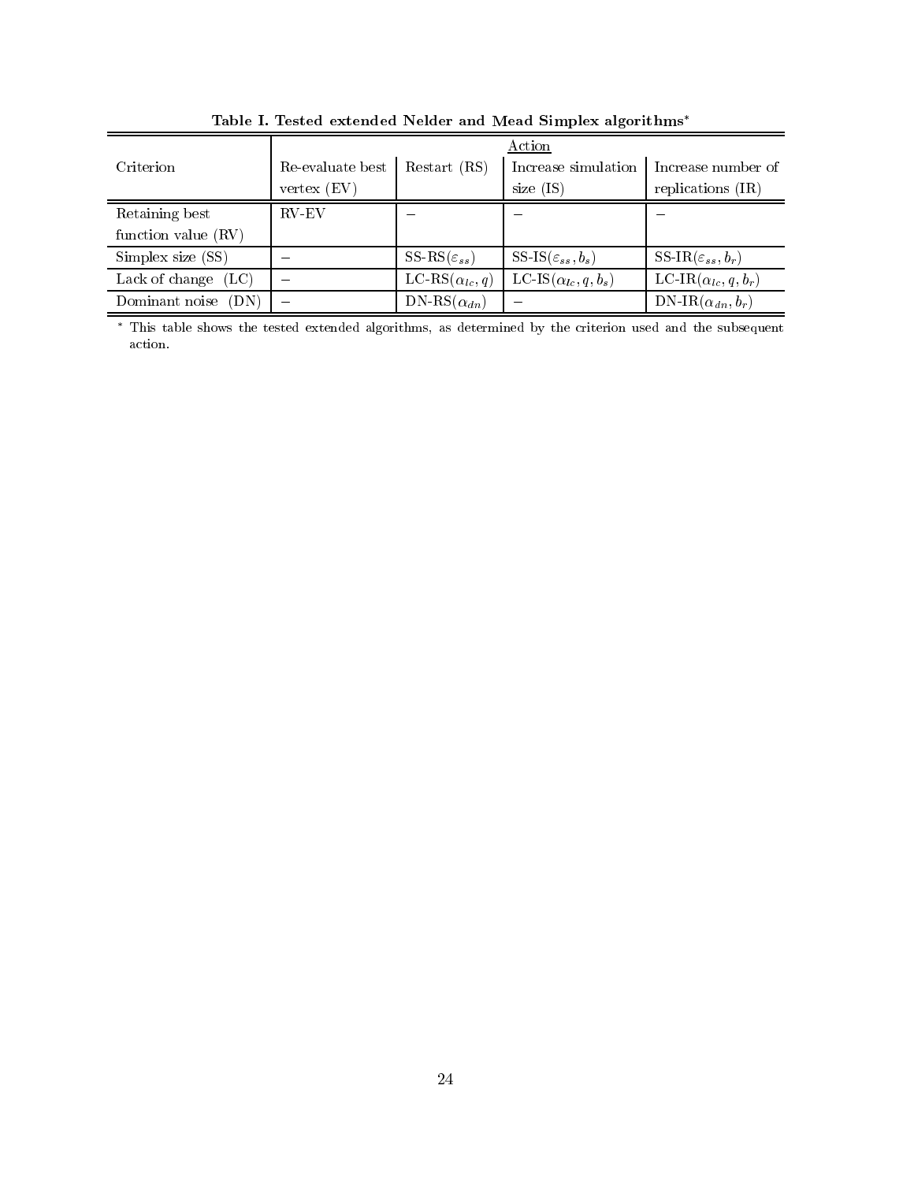**Table I. Tested extended Nelder and Mead Simplex algorithms***

| Criterion | Action | | | |
|---|---|---|---|---|
| | Re-evaluate best vertex (EV) | Restart (RS) | Increase simulation size (IS) | Increase number of replications (IR) |
| Retaining best function value (RV) | RV-EV | – | – | – |
| Simplex size (SS) | – | SS-RS($\varepsilon_{ss}$) | SS-IS($\varepsilon_{ss}, b_s$) | SS-IR($\varepsilon_{ss}, b_r$) |
| Lack of change (LC) | – | LC-RS($\alpha_{lc}, q$) | LC-IS($\alpha_{lc}, q, b_s$) | LC-IR($\alpha_{lc}, q, b_r$) |
| Dominant noise (DN) | – | DN-RS($\alpha_{dn}$) | – | DN-IR($\alpha_{dn}, b_r$) |

* This table shows the tested extended algorithms, as determined by the criterion used and the subsequent action.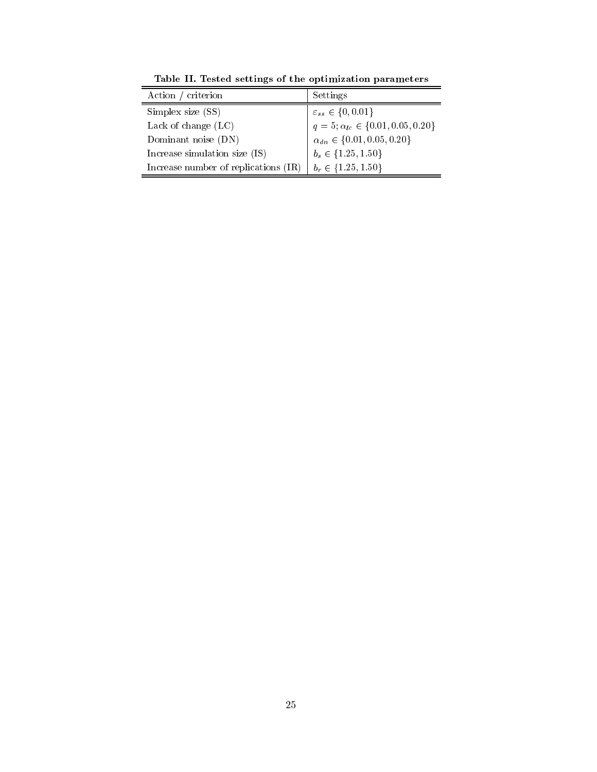**Table II. Tested settings of the optimization parameters**

| Action / criterion | Settings |
|---|---|
| Simplex size (SS) | $\varepsilon_{ss} \in \{0, 0.01\}$ |
| Lack of change (LC) | $q = 5; \alpha_{lc} \in \{0.01, 0.05, 0.20\}$ |
| Dominant noise (DN) | $\alpha_{dn} \in \{0.01, 0.05, 0.20\}$ |
| Increase simulation size (IS) | $b_s \in \{1.25, 1.50\}$ |
| Increase number of replications (IR) | $b_r \in \{1.25, 1.50\}$ |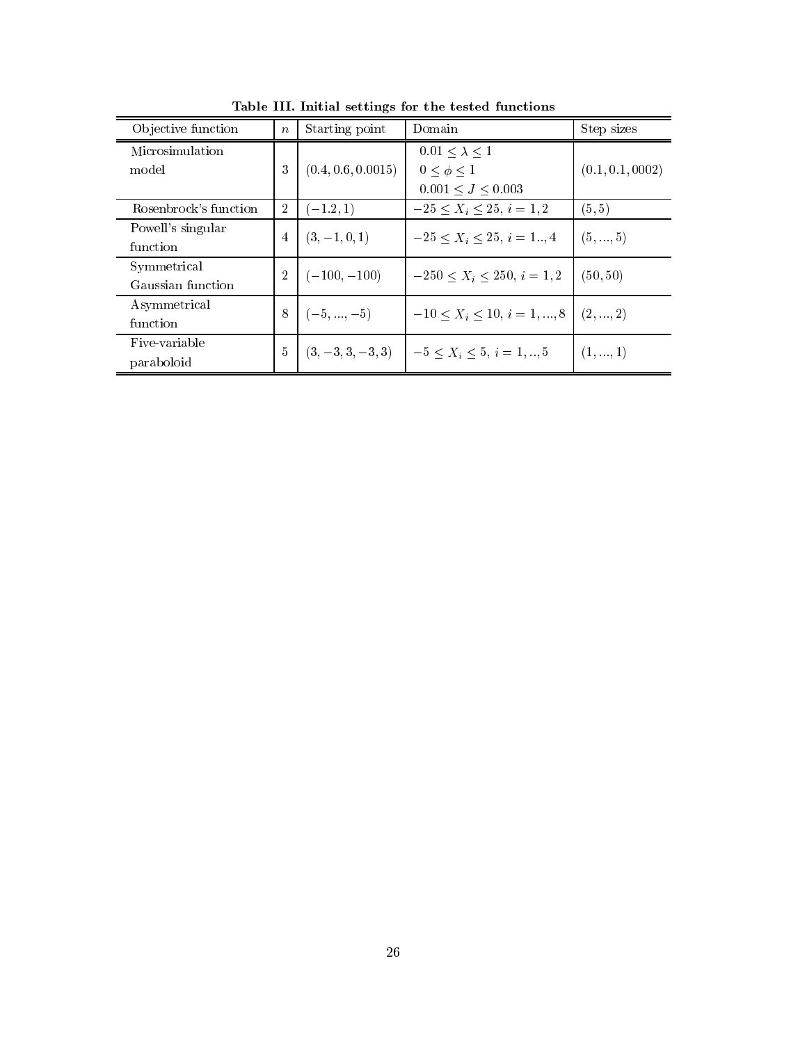**Table III. Initial settings for the tested functions**

| Objective function | $n$ | Starting point | Domain | Step sizes |
|---|---|---|---|---|
| Microsimulation model | 3 | $(0.4, 0.6, 0.0015)$ | $0.01 \leq \lambda \leq 1$<br>$0 \leq \phi \leq 1$<br>$0.001 \leq J \leq 0.003$ | $(0.1, 0.1, 0002)$ |
| Rosenbrock's function | 2 | $(-1.2, 1)$ | $-25 \leq X_i \leq 25,\ i = 1, 2$ | $(5, 5)$ |
| Powell's singular function | 4 | $(3, -1, 0, 1)$ | $-25 \leq X_i \leq 25,\ i = 1.., 4$ | $(5, ..., 5)$ |
| Symmetrical Gaussian function | 2 | $(-100, -100)$ | $-250 \leq X_i \leq 250,\ i = 1, 2$ | $(50, 50)$ |
| Asymmetrical function | 8 | $(-5, ..., -5)$ | $-10 \leq X_i \leq 10,\ i = 1, ..., 8$ | $(2, ..., 2)$ |
| Five-variable paraboloid | 5 | $(3, -3, 3, -3, 3)$ | $-5 \leq X_i \leq 5,\ i = 1, .., 5$ | $(1, ..., 1)$ |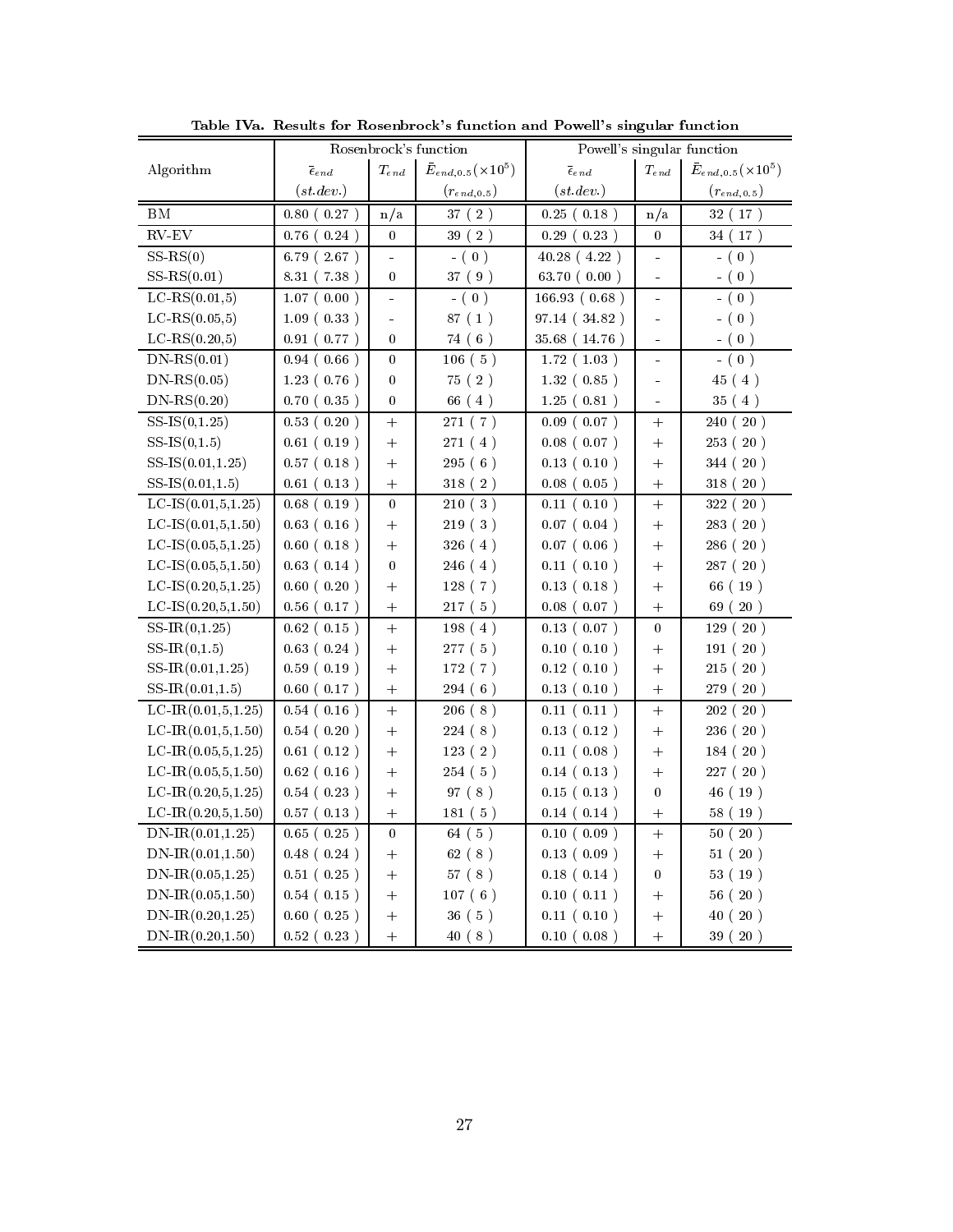**Table IVa. Results for Rosenbrock's function and Powell's singular function**

| Algorithm | Rosenbrock's function | | | Powell's singular function | | |
|---|---|---|---|---|---|---|
| | $\bar{\epsilon}_{end}$ | $T_{end}$ | $\bar{E}_{end,0.5}(\times 10^5)$ | $\bar{\epsilon}_{end}$ | $T_{end}$ | $\bar{E}_{end,0.5}(\times 10^5)$ |
| | $(st.dev.)$ | | $(r_{end,0.5})$ | $(st.dev.)$ | | $(r_{end,0.5})$ |
| BM | 0.80 ( 0.27 ) | n/a | 37 ( 2 ) | 0.25 ( 0.18 ) | n/a | 32 ( 17 ) |
| RV-EV | 0.76 ( 0.24 ) | 0 | 39 ( 2 ) | 0.29 ( 0.23 ) | 0 | 34 ( 17 ) |
| SS-RS(0) | 6.79 ( 2.67 ) | - | - ( 0 ) | 40.28 ( 4.22 ) | - | - ( 0 ) |
| SS-RS(0.01) | 8.31 ( 7.38 ) | 0 | 37 ( 9 ) | 63.70 ( 0.00 ) | - | - ( 0 ) |
| LC-RS(0.01,5) | 1.07 ( 0.00 ) | - | - ( 0 ) | 166.93 ( 0.68 ) | - | - ( 0 ) |
| LC-RS(0.05,5) | 1.09 ( 0.33 ) | - | 87 ( 1 ) | 97.14 ( 34.82 ) | - | - ( 0 ) |
| LC-RS(0.20,5) | 0.91 ( 0.77 ) | 0 | 74 ( 6 ) | 35.68 ( 14.76 ) | - | - ( 0 ) |
| DN-RS(0.01) | 0.94 ( 0.66 ) | 0 | 106 ( 5 ) | 1.72 ( 1.03 ) | - | - ( 0 ) |
| DN-RS(0.05) | 1.23 ( 0.76 ) | 0 | 75 ( 2 ) | 1.32 ( 0.85 ) | - | 45 ( 4 ) |
| DN-RS(0.20) | 0.70 ( 0.35 ) | 0 | 66 ( 4 ) | 1.25 ( 0.81 ) | - | 35 ( 4 ) |
| SS-IS(0,1.25) | 0.53 ( 0.20 ) | + | 271 ( 7 ) | 0.09 ( 0.07 ) | + | 240 ( 20 ) |
| SS-IS(0,1.5) | 0.61 ( 0.19 ) | + | 271 ( 4 ) | 0.08 ( 0.07 ) | + | 253 ( 20 ) |
| SS-IS(0.01,1.25) | 0.57 ( 0.18 ) | + | 295 ( 6 ) | 0.13 ( 0.10 ) | + | 344 ( 20 ) |
| SS-IS(0.01,1.5) | 0.61 ( 0.13 ) | + | 318 ( 2 ) | 0.08 ( 0.05 ) | + | 318 ( 20 ) |
| LC-IS(0.01,5,1.25) | 0.68 ( 0.19 ) | 0 | 210 ( 3 ) | 0.11 ( 0.10 ) | + | 322 ( 20 ) |
| LC-IS(0.01,5,1.50) | 0.63 ( 0.16 ) | + | 219 ( 3 ) | 0.07 ( 0.04 ) | + | 283 ( 20 ) |
| LC-IS(0.05,5,1.25) | 0.60 ( 0.18 ) | + | 326 ( 4 ) | 0.07 ( 0.06 ) | + | 286 ( 20 ) |
| LC-IS(0.05,5,1.50) | 0.63 ( 0.14 ) | 0 | 246 ( 4 ) | 0.11 ( 0.10 ) | + | 287 ( 20 ) |
| LC-IS(0.20,5,1.25) | 0.60 ( 0.20 ) | + | 128 ( 7 ) | 0.13 ( 0.18 ) | + | 66 ( 19 ) |
| LC-IS(0.20,5,1.50) | 0.56 ( 0.17 ) | + | 217 ( 5 ) | 0.08 ( 0.07 ) | + | 69 ( 20 ) |
| SS-IR(0,1.25) | 0.62 ( 0.15 ) | + | 198 ( 4 ) | 0.13 ( 0.07 ) | 0 | 129 ( 20 ) |
| SS-IR(0,1.5) | 0.63 ( 0.24 ) | + | 277 ( 5 ) | 0.10 ( 0.10 ) | + | 191 ( 20 ) |
| SS-IR(0.01,1.25) | 0.59 ( 0.19 ) | + | 172 ( 7 ) | 0.12 ( 0.10 ) | + | 215 ( 20 ) |
| SS-IR(0.01,1.5) | 0.60 ( 0.17 ) | + | 294 ( 6 ) | 0.13 ( 0.10 ) | + | 279 ( 20 ) |
| LC-IR(0.01,5,1.25) | 0.54 ( 0.16 ) | + | 206 ( 8 ) | 0.11 ( 0.11 ) | + | 202 ( 20 ) |
| LC-IR(0.01,5,1.50) | 0.54 ( 0.20 ) | + | 224 ( 8 ) | 0.13 ( 0.12 ) | + | 236 ( 20 ) |
| LC-IR(0.05,5,1.25) | 0.61 ( 0.12 ) | + | 123 ( 2 ) | 0.11 ( 0.08 ) | + | 184 ( 20 ) |
| LC-IR(0.05,5,1.50) | 0.62 ( 0.16 ) | + | 254 ( 5 ) | 0.14 ( 0.13 ) | + | 227 ( 20 ) |
| LC-IR(0.20,5,1.25) | 0.54 ( 0.23 ) | + | 97 ( 8 ) | 0.15 ( 0.13 ) | 0 | 46 ( 19 ) |
| LC-IR(0.20,5,1.50) | 0.57 ( 0.13 ) | + | 181 ( 5 ) | 0.14 ( 0.14 ) | + | 58 ( 19 ) |
| DN-IR(0.01,1.25) | 0.65 ( 0.25 ) | 0 | 64 ( 5 ) | 0.10 ( 0.09 ) | + | 50 ( 20 ) |
| DN-IR(0.01,1.50) | 0.48 ( 0.24 ) | + | 62 ( 8 ) | 0.13 ( 0.09 ) | + | 51 ( 20 ) |
| DN-IR(0.05,1.25) | 0.51 ( 0.25 ) | + | 57 ( 8 ) | 0.18 ( 0.14 ) | 0 | 53 ( 19 ) |
| DN-IR(0.05,1.50) | 0.54 ( 0.15 ) | + | 107 ( 6 ) | 0.10 ( 0.11 ) | + | 56 ( 20 ) |
| DN-IR(0.20,1.25) | 0.60 ( 0.25 ) | + | 36 ( 5 ) | 0.11 ( 0.10 ) | + | 40 ( 20 ) |
| DN-IR(0.20,1.50) | 0.52 ( 0.23 ) | + | 40 ( 8 ) | 0.10 ( 0.08 ) | + | 39 ( 20 ) |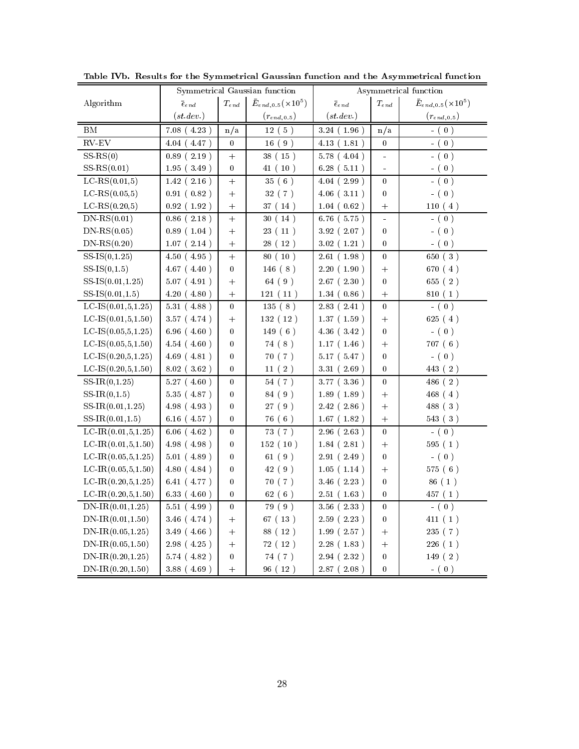**Table IVb. Results for the Symmetrical Gaussian function and the Asymmetrical function**

| Algorithm | Symmetrical Gaussian function | | | Asymmetrical function | | |
|---|---|---|---|---|---|---|
| | $\bar{\epsilon}_{end}$ ($st.dev.$) | $T_{end}$ | $\bar{E}_{end,0.5}(\times 10^5)$ ($r_{end,0.5}$) | $\bar{\epsilon}_{end}$ ($st.dev.$) | $T_{end}$ | $\bar{E}_{end,0.5}(\times 10^5)$ ($r_{end,0.5}$) |
| BM | 7.08 ( 4.23 ) | n/a | 12 ( 5 ) | 3.24 ( 1.96 ) | n/a | - ( 0 ) |
| RV-EV | 4.04 ( 4.47 ) | 0 | 16 ( 9 ) | 4.13 ( 1.81 ) | 0 | - ( 0 ) |
| SS-RS(0) | 0.89 ( 2.19 ) | + | 38 ( 15 ) | 5.78 ( 4.04 ) | - | - ( 0 ) |
| SS-RS(0.01) | 1.95 ( 3.49 ) | 0 | 41 ( 10 ) | 6.28 ( 5.11 ) | - | - ( 0 ) |
| LC-RS(0.01,5) | 1.42 ( 2.16 ) | + | 35 ( 6 ) | 4.04 ( 2.99 ) | 0 | - ( 0 ) |
| LC-RS(0.05,5) | 0.91 ( 0.82 ) | + | 32 ( 7 ) | 4.06 ( 3.11 ) | 0 | - ( 0 ) |
| LC-RS(0.20,5) | 0.92 ( 1.92 ) | + | 37 ( 14 ) | 1.04 ( 0.62 ) | + | 110 ( 4 ) |
| DN-RS(0.01) | 0.86 ( 2.18 ) | + | 30 ( 14 ) | 6.76 ( 5.75 ) | - | - ( 0 ) |
| DN-RS(0.05) | 0.89 ( 1.04 ) | + | 23 ( 11 ) | 3.92 ( 2.07 ) | 0 | - ( 0 ) |
| DN-RS(0.20) | 1.07 ( 2.14 ) | + | 28 ( 12 ) | 3.02 ( 1.21 ) | 0 | - ( 0 ) |
| SS-IS(0,1.25) | 4.50 ( 4.95 ) | + | 80 ( 10 ) | 2.61 ( 1.98 ) | 0 | 650 ( 3 ) |
| SS-IS(0,1.5) | 4.67 ( 4.40 ) | 0 | 146 ( 8 ) | 2.20 ( 1.90 ) | + | 670 ( 4 ) |
| SS-IS(0.01,1.25) | 5.07 ( 4.91 ) | + | 64 ( 9 ) | 2.67 ( 2.30 ) | 0 | 655 ( 2 ) |
| SS-IS(0.01,1.5) | 4.20 ( 4.80 ) | + | 121 ( 11 ) | 1.34 ( 0.86 ) | + | 810 ( 1 ) |
| LC-IS(0.01,5,1.25) | 5.31 ( 4.88 ) | 0 | 135 ( 8 ) | 2.83 ( 2.41 ) | 0 | - ( 0 ) |
| LC-IS(0.01,5,1.50) | 3.57 ( 4.74 ) | + | 132 ( 12 ) | 1.37 ( 1.59 ) | + | 625 ( 4 ) |
| LC-IS(0.05,5,1.25) | 6.96 ( 4.60 ) | 0 | 149 ( 6 ) | 4.36 ( 3.42 ) | 0 | - ( 0 ) |
| LC-IS(0.05,5,1.50) | 4.54 ( 4.60 ) | 0 | 74 ( 8 ) | 1.17 ( 1.46 ) | + | 707 ( 6 ) |
| LC-IS(0.20,5,1.25) | 4.69 ( 4.81 ) | 0 | 70 ( 7 ) | 5.17 ( 5.47 ) | 0 | - ( 0 ) |
| LC-IS(0.20,5,1.50) | 8.02 ( 3.62 ) | 0 | 11 ( 2 ) | 3.31 ( 2.69 ) | 0 | 443 ( 2 ) |
| SS-IR(0,1.25) | 5.27 ( 4.60 ) | 0 | 54 ( 7 ) | 3.77 ( 3.36 ) | 0 | 486 ( 2 ) |
| SS-IR(0,1.5) | 5.35 ( 4.87 ) | 0 | 84 ( 9 ) | 1.89 ( 1.89 ) | + | 468 ( 4 ) |
| SS-IR(0.01,1.25) | 4.98 ( 4.93 ) | 0 | 27 ( 9 ) | 2.42 ( 2.86 ) | + | 488 ( 3 ) |
| SS-IR(0.01,1.5) | 6.16 ( 4.57 ) | 0 | 76 ( 6 ) | 1.67 ( 1.82 ) | + | 543 ( 3 ) |
| LC-IR(0.01,5,1.25) | 6.06 ( 4.62 ) | 0 | 73 ( 7 ) | 2.96 ( 2.63 ) | 0 | - ( 0 ) |
| LC-IR(0.01,5,1.50) | 4.98 ( 4.98 ) | 0 | 152 ( 10 ) | 1.84 ( 2.81 ) | + | 595 ( 1 ) |
| LC-IR(0.05,5,1.25) | 5.01 ( 4.89 ) | 0 | 61 ( 9 ) | 2.91 ( 2.49 ) | 0 | - ( 0 ) |
| LC-IR(0.05,5,1.50) | 4.80 ( 4.84 ) | 0 | 42 ( 9 ) | 1.05 ( 1.14 ) | + | 575 ( 6 ) |
| LC-IR(0.20,5,1.25) | 6.41 ( 4.77 ) | 0 | 70 ( 7 ) | 3.46 ( 2.23 ) | 0 | 86 ( 1 ) |
| LC-IR(0.20,5,1.50) | 6.33 ( 4.60 ) | 0 | 62 ( 6 ) | 2.51 ( 1.63 ) | 0 | 457 ( 1 ) |
| DN-IR(0.01,1.25) | 5.51 ( 4.99 ) | 0 | 79 ( 9 ) | 3.56 ( 2.33 ) | 0 | - ( 0 ) |
| DN-IR(0.01,1.50) | 3.46 ( 4.74 ) | + | 67 ( 13 ) | 2.59 ( 2.23 ) | 0 | 411 ( 1 ) |
| DN-IR(0.05,1.25) | 3.49 ( 4.66 ) | + | 88 ( 12 ) | 1.99 ( 2.57 ) | + | 235 ( 7 ) |
| DN-IR(0.05,1.50) | 2.98 ( 4.25 ) | + | 72 ( 12 ) | 2.28 ( 1.83 ) | + | 226 ( 1 ) |
| DN-IR(0.20,1.25) | 5.74 ( 4.82 ) | 0 | 74 ( 7 ) | 2.94 ( 2.32 ) | 0 | 149 ( 2 ) |
| DN-IR(0.20,1.50) | 3.88 ( 4.69 ) | + | 96 ( 12 ) | 2.87 ( 2.08 ) | 0 | - ( 0 ) |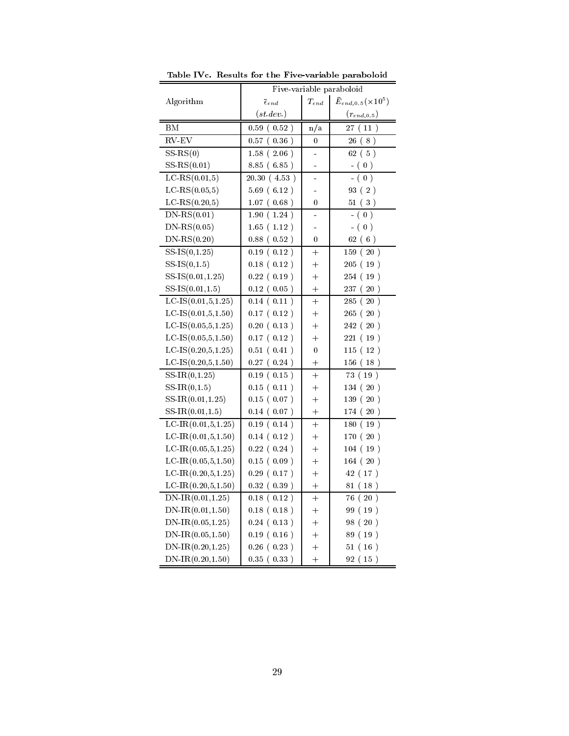**Table IVc. Results for the Five-variable paraboloid**

| Algorithm | Five-variable paraboloid | | |
|---|---|---|---|
| | $\bar{\epsilon}_{end}$ $(st.dev.)$ | $T_{end}$ | $\bar{E}_{end,0.5}(\times 10^5)$ $(r_{end,0.5})$ |
| BM | 0.59 ( 0.52 ) | n/a | 27 ( 11 ) |
| RV-EV | 0.57 ( 0.36 ) | 0 | 26 ( 8 ) |
| SS-RS(0) | 1.58 ( 2.06 ) | - | 62 ( 5 ) |
| SS-RS(0.01) | 8.85 ( 6.85 ) | - | - ( 0 ) |
| LC-RS(0.01,5) | 20.30 ( 4.53 ) | - | - ( 0 ) |
| LC-RS(0.05,5) | 5.69 ( 6.12 ) | - | 93 ( 2 ) |
| LC-RS(0.20,5) | 1.07 ( 0.68 ) | 0 | 51 ( 3 ) |
| DN-RS(0.01) | 1.90 ( 1.24 ) | - | - ( 0 ) |
| DN-RS(0.05) | 1.65 ( 1.12 ) | - | - ( 0 ) |
| DN-RS(0.20) | 0.88 ( 0.52 ) | 0 | 62 ( 6 ) |
| SS-IS(0,1.25) | 0.19 ( 0.12 ) | + | 159 ( 20 ) |
| SS-IS(0,1.5) | 0.18 ( 0.12 ) | + | 205 ( 19 ) |
| SS-IS(0.01,1.25) | 0.22 ( 0.19 ) | + | 254 ( 19 ) |
| SS-IS(0.01,1.5) | 0.12 ( 0.05 ) | + | 237 ( 20 ) |
| LC-IS(0.01,5,1.25) | 0.14 ( 0.11 ) | + | 285 ( 20 ) |
| LC-IS(0.01,5,1.50) | 0.17 ( 0.12 ) | + | 265 ( 20 ) |
| LC-IS(0.05,5,1.25) | 0.20 ( 0.13 ) | + | 242 ( 20 ) |
| LC-IS(0.05,5,1.50) | 0.17 ( 0.12 ) | + | 221 ( 19 ) |
| LC-IS(0.20,5,1.25) | 0.51 ( 0.41 ) | 0 | 115 ( 12 ) |
| LC-IS(0.20,5,1.50) | 0.27 ( 0.24 ) | + | 156 ( 18 ) |
| SS-IR(0,1.25) | 0.19 ( 0.15 ) | + | 73 ( 19 ) |
| SS-IR(0,1.5) | 0.15 ( 0.11 ) | + | 134 ( 20 ) |
| SS-IR(0.01,1.25) | 0.15 ( 0.07 ) | + | 139 ( 20 ) |
| SS-IR(0.01,1.5) | 0.14 ( 0.07 ) | + | 174 ( 20 ) |
| LC-IR(0.01,5,1.25) | 0.19 ( 0.14 ) | + | 180 ( 19 ) |
| LC-IR(0.01,5,1.50) | 0.14 ( 0.12 ) | + | 170 ( 20 ) |
| LC-IR(0.05,5,1.25) | 0.22 ( 0.24 ) | + | 104 ( 19 ) |
| LC-IR(0.05,5,1.50) | 0.15 ( 0.09 ) | + | 164 ( 20 ) |
| LC-IR(0.20,5,1.25) | 0.29 ( 0.17 ) | + | 42 ( 17 ) |
| LC-IR(0.20,5,1.50) | 0.32 ( 0.39 ) | + | 81 ( 18 ) |
| DN-IR(0.01,1.25) | 0.18 ( 0.12 ) | + | 76 ( 20 ) |
| DN-IR(0.01,1.50) | 0.18 ( 0.18 ) | + | 99 ( 19 ) |
| DN-IR(0.05,1.25) | 0.24 ( 0.13 ) | + | 98 ( 20 ) |
| DN-IR(0.05,1.50) | 0.19 ( 0.16 ) | + | 89 ( 19 ) |
| DN-IR(0.20,1.25) | 0.26 ( 0.23 ) | + | 51 ( 16 ) |
| DN-IR(0.20,1.50) | 0.35 ( 0.33 ) | + | 92 ( 15 ) |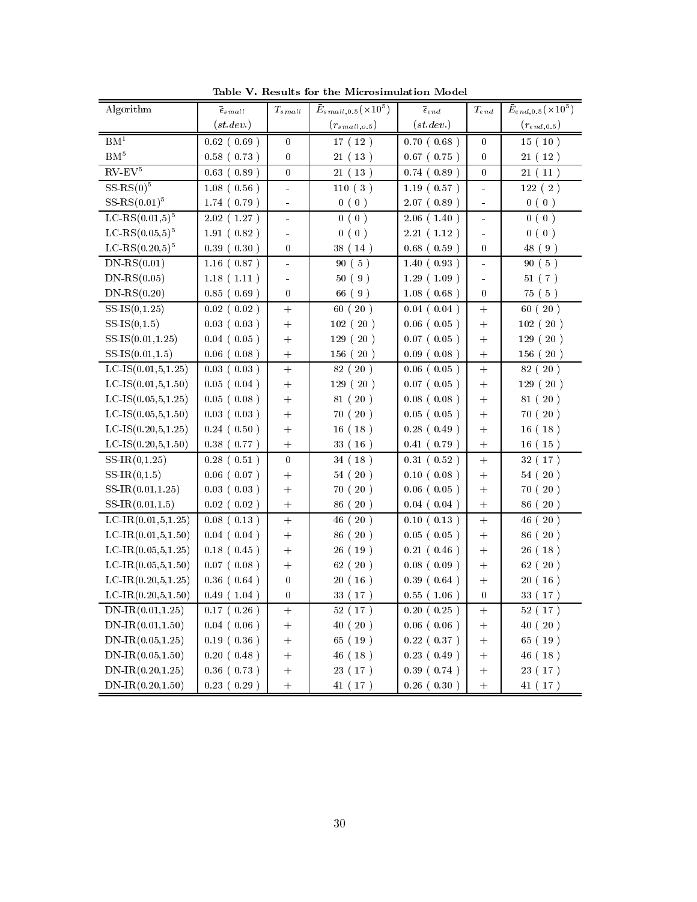**Table V. Results for the Microsimulation Model**

| Algorithm | $\bar{\epsilon}_{small}$ $(st.dev.)$ | $T_{small}$ | $\bar{E}_{small,0.5}(\times 10^5)$ $(r_{small,o.5})$ | $\bar{\epsilon}_{end}$ $(st.dev.)$ | $T_{end}$ | $\bar{E}_{end,0.5}(\times 10^5)$ $(r_{end,0.5})$ |
|---|---|---|---|---|---|---|
| BM[1] | 0.62 ( 0.69 ) | 0 | 17 ( 12 ) | 0.70 ( 0.68 ) | 0 | 15 ( 10 ) |
| BM[5] | 0.58 ( 0.73 ) | 0 | 21 ( 13 ) | 0.67 ( 0.75 ) | 0 | 21 ( 12 ) |
| RV-EV[5] | 0.63 ( 0.89 ) | 0 | 21 ( 13 ) | 0.74 ( 0.89 ) | 0 | 21 ( 11 ) |
| SS-RS(0)[5] | 1.08 ( 0.56 ) | - | 110 ( 3 ) | 1.19 ( 0.57 ) | - | 122 ( 2 ) |
| SS-RS(0.01)[5] | 1.74 ( 0.79 ) | - | 0 ( 0 ) | 2.07 ( 0.89 ) | - | 0 ( 0 ) |
| LC-RS(0.01,5)[5] | 2.02 ( 1.27 ) | - | 0 ( 0 ) | 2.06 ( 1.40 ) | - | 0 ( 0 ) |
| LC-RS(0.05,5)[5] | 1.91 ( 0.82 ) | - | 0 ( 0 ) | 2.21 ( 1.12 ) | - | 0 ( 0 ) |
| LC-RS(0.20,5)[5] | 0.39 ( 0.30 ) | 0 | 38 ( 14 ) | 0.68 ( 0.59 ) | 0 | 48 ( 9 ) |
| DN-RS(0.01) | 1.16 ( 0.87 ) | - | 90 ( 5 ) | 1.40 ( 0.93 ) | - | 90 ( 5 ) |
| DN-RS(0.05) | 1.18 ( 1.11 ) | - | 50 ( 9 ) | 1.29 ( 1.09 ) | - | 51 ( 7 ) |
| DN-RS(0.20) | 0.85 ( 0.69 ) | 0 | 66 ( 9 ) | 1.08 ( 0.68 ) | 0 | 75 ( 5 ) |
| SS-IS(0,1.25) | 0.02 ( 0.02 ) | + | 60 ( 20 ) | 0.04 ( 0.04 ) | + | 60 ( 20 ) |
| SS-IS(0,1.5) | 0.03 ( 0.03 ) | + | 102 ( 20 ) | 0.06 ( 0.05 ) | + | 102 ( 20 ) |
| SS-IS(0.01,1.25) | 0.04 ( 0.05 ) | + | 129 ( 20 ) | 0.07 ( 0.05 ) | + | 129 ( 20 ) |
| SS-IS(0.01,1.5) | 0.06 ( 0.08 ) | + | 156 ( 20 ) | 0.09 ( 0.08 ) | + | 156 ( 20 ) |
| LC-IS(0.01,5,1.25) | 0.03 ( 0.03 ) | + | 82 ( 20 ) | 0.06 ( 0.05 ) | + | 82 ( 20 ) |
| LC-IS(0.01,5,1.50) | 0.05 ( 0.04 ) | + | 129 ( 20 ) | 0.07 ( 0.05 ) | + | 129 ( 20 ) |
| LC-IS(0.05,5,1.25) | 0.05 ( 0.08 ) | + | 81 ( 20 ) | 0.08 ( 0.08 ) | + | 81 ( 20 ) |
| LC-IS(0.05,5,1.50) | 0.03 ( 0.03 ) | + | 70 ( 20 ) | 0.05 ( 0.05 ) | + | 70 ( 20 ) |
| LC-IS(0.20,5,1.25) | 0.24 ( 0.50 ) | + | 16 ( 18 ) | 0.28 ( 0.49 ) | + | 16 ( 18 ) |
| LC-IS(0.20,5,1.50) | 0.38 ( 0.77 ) | + | 33 ( 16 ) | 0.41 ( 0.79 ) | + | 16 ( 15 ) |
| SS-IR(0,1.25) | 0.28 ( 0.51 ) | 0 | 34 ( 18 ) | 0.31 ( 0.52 ) | + | 32 ( 17 ) |
| SS-IR(0,1.5) | 0.06 ( 0.07 ) | + | 54 ( 20 ) | 0.10 ( 0.08 ) | + | 54 ( 20 ) |
| SS-IR(0.01,1.25) | 0.03 ( 0.03 ) | + | 70 ( 20 ) | 0.06 ( 0.05 ) | + | 70 ( 20 ) |
| SS-IR(0.01,1.5) | 0.02 ( 0.02 ) | + | 86 ( 20 ) | 0.04 ( 0.04 ) | + | 86 ( 20 ) |
| LC-IR(0.01,5,1.25) | 0.08 ( 0.13 ) | + | 46 ( 20 ) | 0.10 ( 0.13 ) | + | 46 ( 20 ) |
| LC-IR(0.01,5,1.50) | 0.04 ( 0.04 ) | + | 86 ( 20 ) | 0.05 ( 0.05 ) | + | 86 ( 20 ) |
| LC-IR(0.05,5,1.25) | 0.18 ( 0.45 ) | + | 26 ( 19 ) | 0.21 ( 0.46 ) | + | 26 ( 18 ) |
| LC-IR(0.05,5,1.50) | 0.07 ( 0.08 ) | + | 62 ( 20 ) | 0.08 ( 0.09 ) | + | 62 ( 20 ) |
| LC-IR(0.20,5,1.25) | 0.36 ( 0.64 ) | 0 | 20 ( 16 ) | 0.39 ( 0.64 ) | + | 20 ( 16 ) |
| LC-IR(0.20,5,1.50) | 0.49 ( 1.04 ) | 0 | 33 ( 17 ) | 0.55 ( 1.06 ) | 0 | 33 ( 17 ) |
| DN-IR(0.01,1.25) | 0.17 ( 0.26 ) | + | 52 ( 17 ) | 0.20 ( 0.25 ) | + | 52 ( 17 ) |
| DN-IR(0.01,1.50) | 0.04 ( 0.06 ) | + | 40 ( 20 ) | 0.06 ( 0.06 ) | + | 40 ( 20 ) |
| DN-IR(0.05,1.25) | 0.19 ( 0.36 ) | + | 65 ( 19 ) | 0.22 ( 0.37 ) | + | 65 ( 19 ) |
| DN-IR(0.05,1.50) | 0.20 ( 0.48 ) | + | 46 ( 18 ) | 0.23 ( 0.49 ) | + | 46 ( 18 ) |
| DN-IR(0.20,1.25) | 0.36 ( 0.73 ) | + | 23 ( 17 ) | 0.39 ( 0.74 ) | + | 23 ( 17 ) |
| DN-IR(0.20,1.50) | 0.23 ( 0.29 ) | + | 41 ( 17 ) | 0.26 ( 0.30 ) | + | 41 ( 17 ) |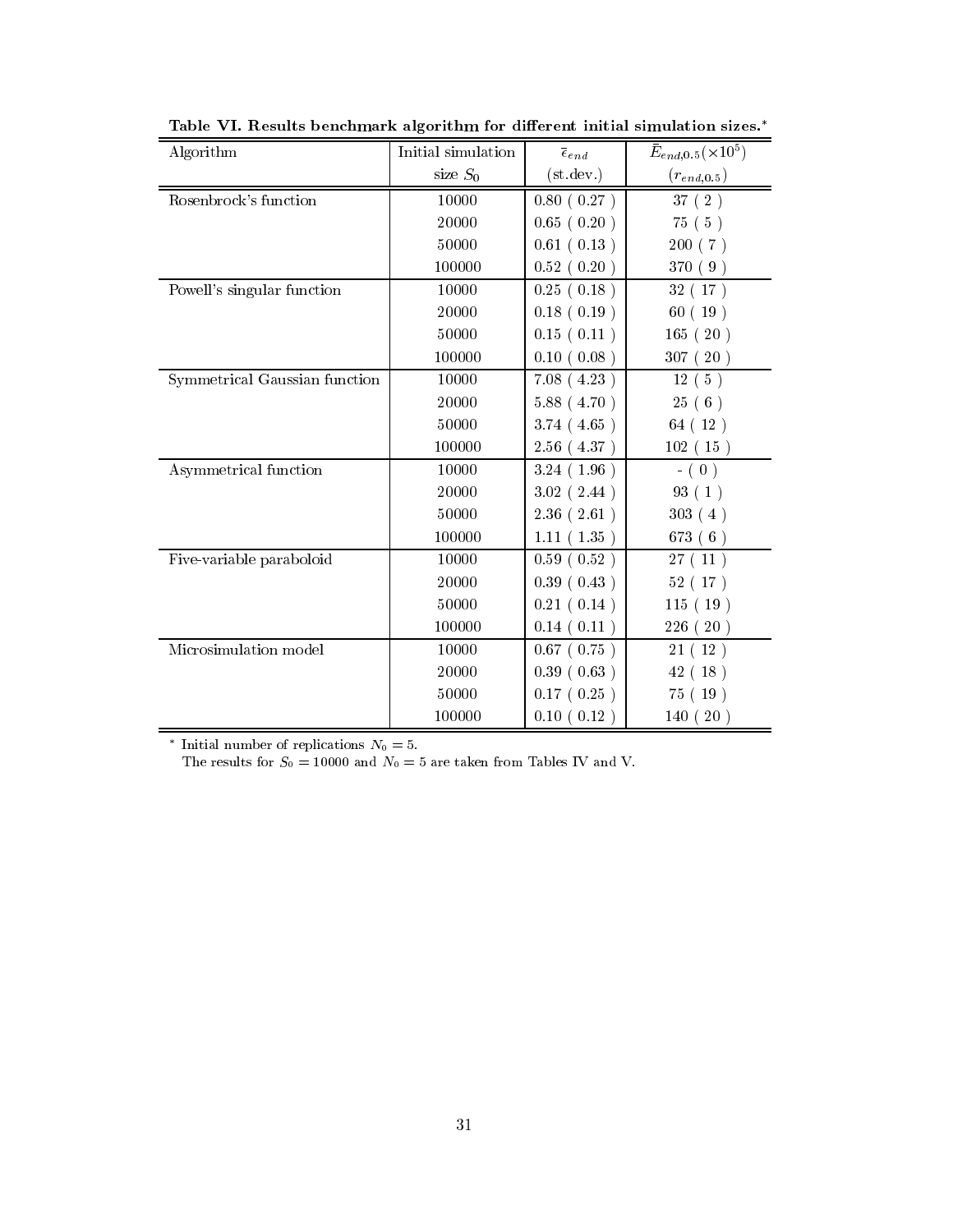**Table VI. Results benchmark algorithm for different initial simulation sizes.***

| Algorithm | Initial simulation size $S_0$ | $\overline{\epsilon}_{end}$ (st.dev.) | $\bar{E}_{end,0.5}(\times 10^5)$ ($r_{end,0.5}$) |
|---|---|---|---|
| Rosenbrock's function | 10000 | 0.80 ( 0.27 ) | 37 ( 2 ) |
| | 20000 | 0.65 ( 0.20 ) | 75 ( 5 ) |
| | 50000 | 0.61 ( 0.13 ) | 200 ( 7 ) |
| | 100000 | 0.52 ( 0.20 ) | 370 ( 9 ) |
| Powell's singular function | 10000 | 0.25 ( 0.18 ) | 32 ( 17 ) |
| | 20000 | 0.18 ( 0.19 ) | 60 ( 19 ) |
| | 50000 | 0.15 ( 0.11 ) | 165 ( 20 ) |
| | 100000 | 0.10 ( 0.08 ) | 307 ( 20 ) |
| Symmetrical Gaussian function | 10000 | 7.08 ( 4.23 ) | 12 ( 5 ) |
| | 20000 | 5.88 ( 4.70 ) | 25 ( 6 ) |
| | 50000 | 3.74 ( 4.65 ) | 64 ( 12 ) |
| | 100000 | 2.56 ( 4.37 ) | 102 ( 15 ) |
| Asymmetrical function | 10000 | 3.24 ( 1.96 ) | - ( 0 ) |
| | 20000 | 3.02 ( 2.44 ) | 93 ( 1 ) |
| | 50000 | 2.36 ( 2.61 ) | 303 ( 4 ) |
| | 100000 | 1.11 ( 1.35 ) | 673 ( 6 ) |
| Five-variable paraboloid | 10000 | 0.59 ( 0.52 ) | 27 ( 11 ) |
| | 20000 | 0.39 ( 0.43 ) | 52 ( 17 ) |
| | 50000 | 0.21 ( 0.14 ) | 115 ( 19 ) |
| | 100000 | 0.14 ( 0.11 ) | 226 ( 20 ) |
| Microsimulation model | 10000 | 0.67 ( 0.75 ) | 21 ( 12 ) |
| | 20000 | 0.39 ( 0.63 ) | 42 ( 18 ) |
| | 50000 | 0.17 ( 0.25 ) | 75 ( 19 ) |
| | 100000 | 0.10 ( 0.12 ) | 140 ( 20 ) |

\* Initial number of replications $N_0 = 5$.
The results for $S_0 = 10000$ and $N_0 = 5$ are taken from Tables IV and V.